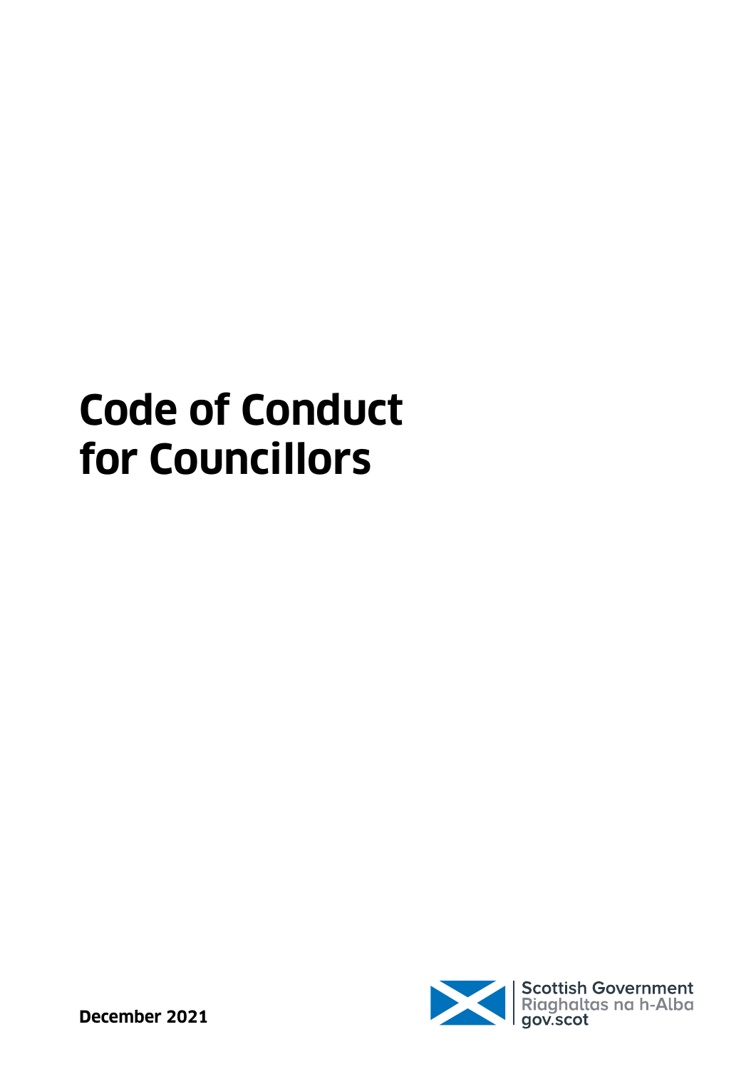# Code of Conduct for Councillors

Scottish Government
Riaghaltas na h-Alba
gov.scot

**December 2021**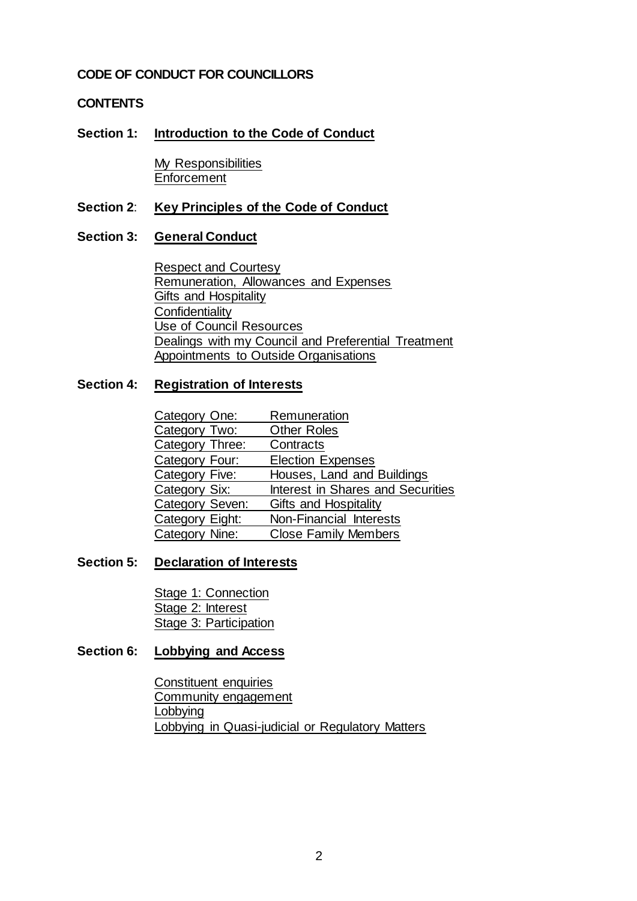**CODE OF CONDUCT FOR COUNCILLORS**

**CONTENTS**

**Section 1: Introduction to the Code of Conduct**

- My Responsibilities
- Enforcement

**Section 2: Key Principles of the Code of Conduct**

**Section 3: General Conduct**

- Respect and Courtesy
- Remuneration, Allowances and Expenses
- Gifts and Hospitality
- Confidentiality
- Use of Council Resources
- Dealings with my Council and Preferential Treatment
- Appointments to Outside Organisations

**Section 4: Registration of Interests**

| | |
|---|---|
| Category One: | Remuneration |
| Category Two: | Other Roles |
| Category Three: | Contracts |
| Category Four: | Election Expenses |
| Category Five: | Houses, Land and Buildings |
| Category Six: | Interest in Shares and Securities |
| Category Seven: | Gifts and Hospitality |
| Category Eight: | Non-Financial Interests |
| Category Nine: | Close Family Members |

**Section 5: Declaration of Interests**

- Stage 1: Connection
- Stage 2: Interest
- Stage 3: Participation

**Section 6: Lobbying and Access**

- Constituent enquiries
- Community engagement
- Lobbying
- Lobbying in Quasi-judicial or Regulatory Matters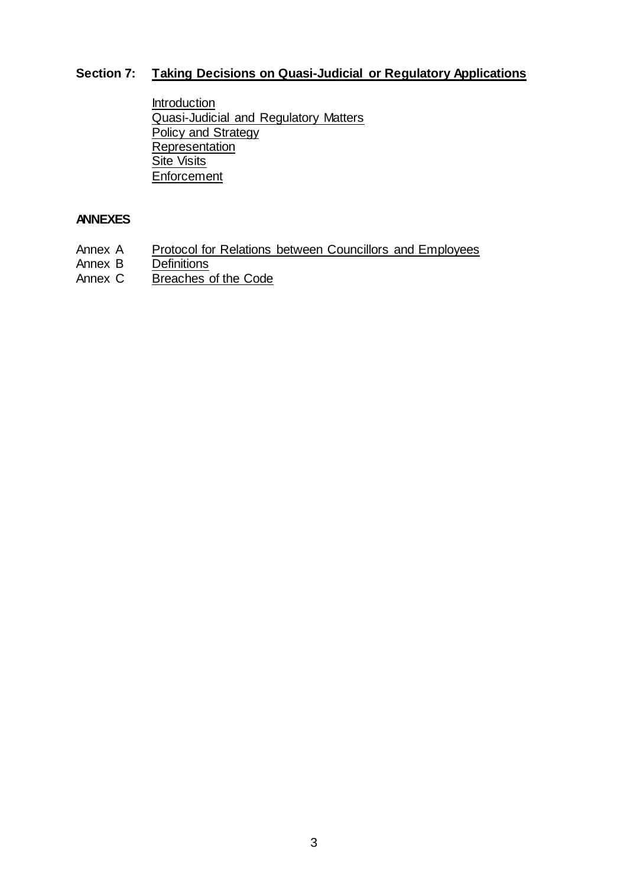**Section 7: Taking Decisions on Quasi-Judicial or Regulatory Applications**

- Introduction
- Quasi-Judicial and Regulatory Matters
- Policy and Strategy
- Representation
- Site Visits
- Enforcement

**ANNEXES**

Annex A  Protocol for Relations between Councillors and Employees
Annex B  Definitions
Annex C  Breaches of the Code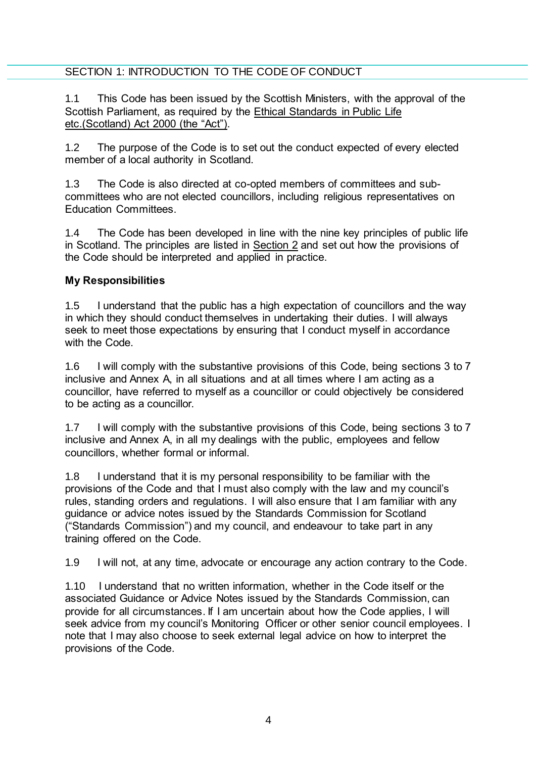## SECTION 1: INTRODUCTION TO THE CODE OF CONDUCT

1.1 This Code has been issued by the Scottish Ministers, with the approval of the Scottish Parliament, as required by the Ethical Standards in Public Life etc.(Scotland) Act 2000 (the "Act").

1.2 The purpose of the Code is to set out the conduct expected of every elected member of a local authority in Scotland.

1.3 The Code is also directed at co-opted members of committees and sub-committees who are not elected councillors, including religious representatives on Education Committees.

1.4 The Code has been developed in line with the nine key principles of public life in Scotland. The principles are listed in Section 2 and set out how the provisions of the Code should be interpreted and applied in practice.

**My Responsibilities**

1.5 I understand that the public has a high expectation of councillors and the way in which they should conduct themselves in undertaking their duties. I will always seek to meet those expectations by ensuring that I conduct myself in accordance with the Code.

1.6 I will comply with the substantive provisions of this Code, being sections 3 to 7 inclusive and Annex A, in all situations and at all times where I am acting as a councillor, have referred to myself as a councillor or could objectively be considered to be acting as a councillor.

1.7 I will comply with the substantive provisions of this Code, being sections 3 to 7 inclusive and Annex A, in all my dealings with the public, employees and fellow councillors, whether formal or informal.

1.8 I understand that it is my personal responsibility to be familiar with the provisions of the Code and that I must also comply with the law and my council's rules, standing orders and regulations. I will also ensure that I am familiar with any guidance or advice notes issued by the Standards Commission for Scotland ("Standards Commission") and my council, and endeavour to take part in any training offered on the Code.

1.9 I will not, at any time, advocate or encourage any action contrary to the Code.

1.10 I understand that no written information, whether in the Code itself or the associated Guidance or Advice Notes issued by the Standards Commission, can provide for all circumstances. If I am uncertain about how the Code applies, I will seek advice from my council's Monitoring Officer or other senior council employees. I note that I may also choose to seek external legal advice on how to interpret the provisions of the Code.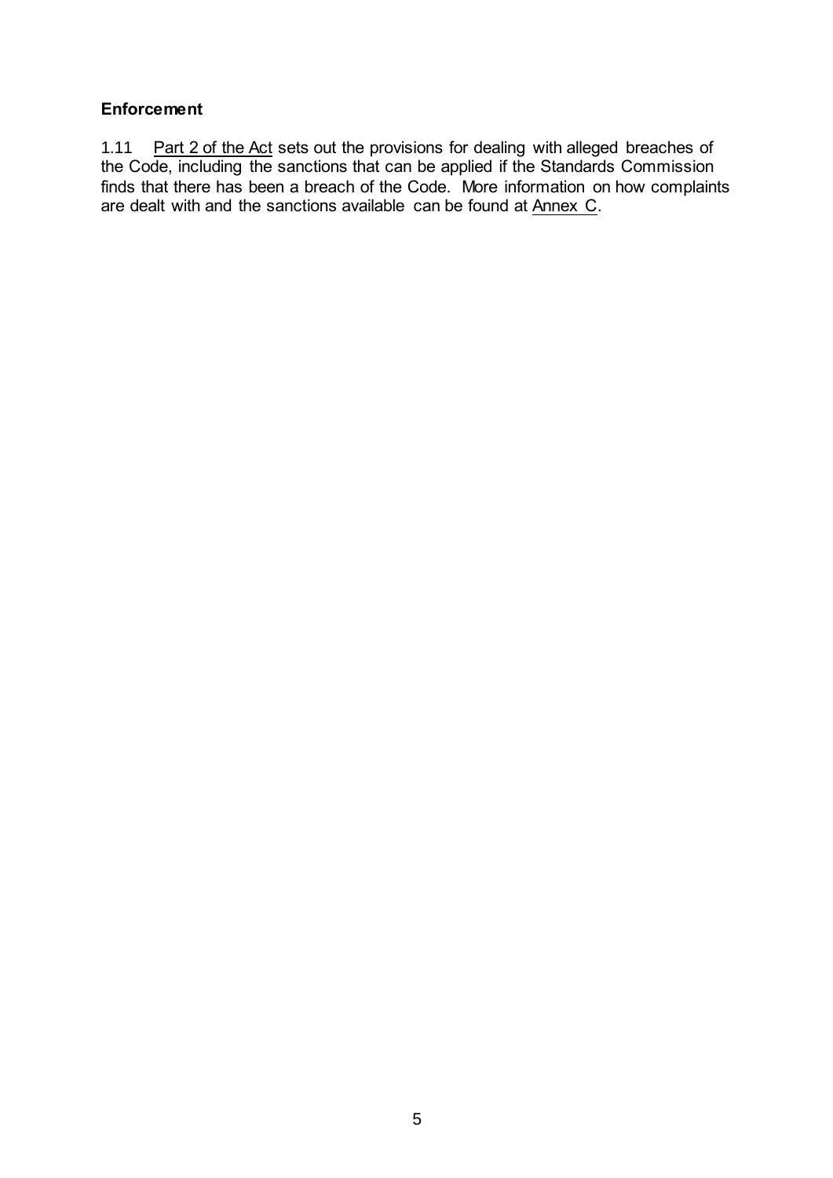### Enforcement

1.11 Part 2 of the Act sets out the provisions for dealing with alleged breaches of the Code, including the sanctions that can be applied if the Standards Commission finds that there has been a breach of the Code. More information on how complaints are dealt with and the sanctions available can be found at Annex C.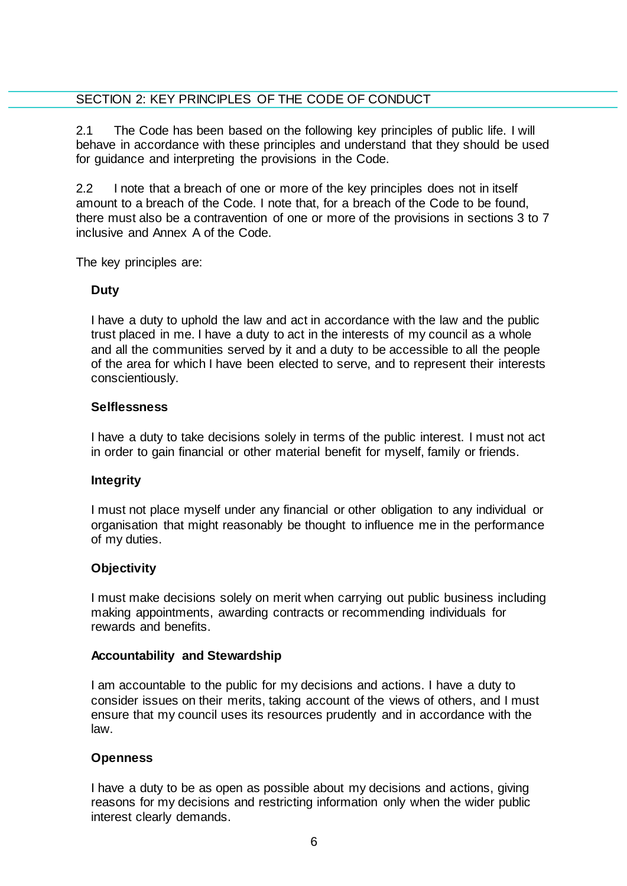## SECTION 2: KEY PRINCIPLES OF THE CODE OF CONDUCT

2.1 The Code has been based on the following key principles of public life. I will behave in accordance with these principles and understand that they should be used for guidance and interpreting the provisions in the Code.

2.2 I note that a breach of one or more of the key principles does not in itself amount to a breach of the Code. I note that, for a breach of the Code to be found, there must also be a contravention of one or more of the provisions in sections 3 to 7 inclusive and Annex A of the Code.

The key principles are:

**Duty**

I have a duty to uphold the law and act in accordance with the law and the public trust placed in me. I have a duty to act in the interests of my council as a whole and all the communities served by it and a duty to be accessible to all the people of the area for which I have been elected to serve, and to represent their interests conscientiously.

**Selflessness**

I have a duty to take decisions solely in terms of the public interest. I must not act in order to gain financial or other material benefit for myself, family or friends.

**Integrity**

I must not place myself under any financial or other obligation to any individual or organisation that might reasonably be thought to influence me in the performance of my duties.

**Objectivity**

I must make decisions solely on merit when carrying out public business including making appointments, awarding contracts or recommending individuals for rewards and benefits.

**Accountability and Stewardship**

I am accountable to the public for my decisions and actions. I have a duty to consider issues on their merits, taking account of the views of others, and I must ensure that my council uses its resources prudently and in accordance with the law.

**Openness**

I have a duty to be as open as possible about my decisions and actions, giving reasons for my decisions and restricting information only when the wider public interest clearly demands.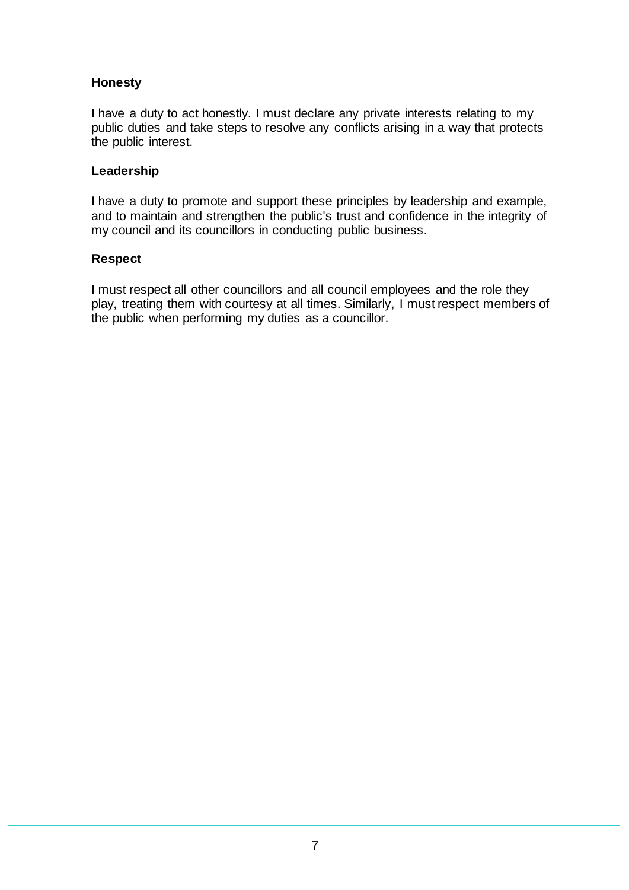### Honesty

I have a duty to act honestly. I must declare any private interests relating to my public duties and take steps to resolve any conflicts arising in a way that protects the public interest.

### Leadership

I have a duty to promote and support these principles by leadership and example, and to maintain and strengthen the public's trust and confidence in the integrity of my council and its councillors in conducting public business.

### Respect

I must respect all other councillors and all council employees and the role they play, treating them with courtesy at all times. Similarly, I must respect members of the public when performing my duties as a councillor.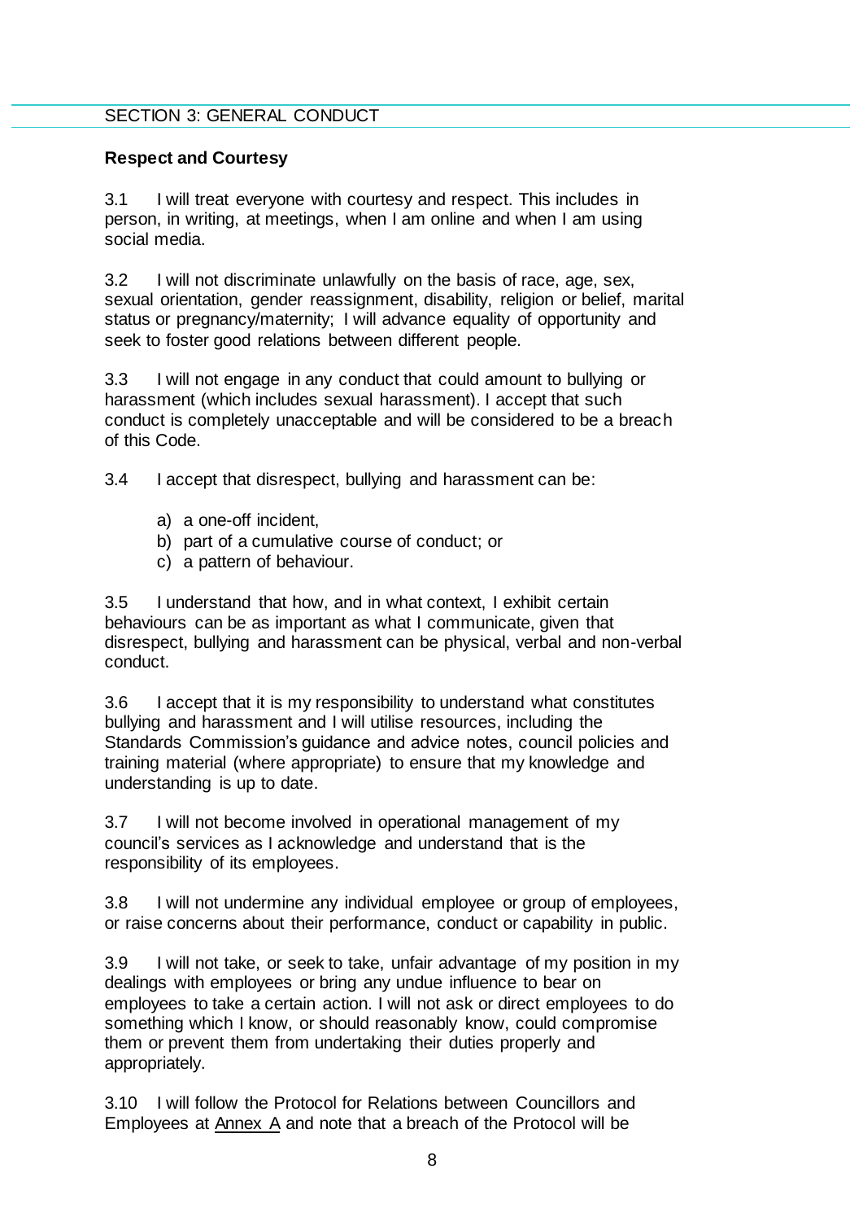## SECTION 3: GENERAL CONDUCT

**Respect and Courtesy**

3.1 I will treat everyone with courtesy and respect. This includes in person, in writing, at meetings, when I am online and when I am using social media.

3.2 I will not discriminate unlawfully on the basis of race, age, sex, sexual orientation, gender reassignment, disability, religion or belief, marital status or pregnancy/maternity; I will advance equality of opportunity and seek to foster good relations between different people.

3.3 I will not engage in any conduct that could amount to bullying or harassment (which includes sexual harassment). I accept that such conduct is completely unacceptable and will be considered to be a breach of this Code.

3.4 I accept that disrespect, bullying and harassment can be:

a) a one-off incident,
b) part of a cumulative course of conduct; or
c) a pattern of behaviour.

3.5 I understand that how, and in what context, I exhibit certain behaviours can be as important as what I communicate, given that disrespect, bullying and harassment can be physical, verbal and non-verbal conduct.

3.6 I accept that it is my responsibility to understand what constitutes bullying and harassment and I will utilise resources, including the Standards Commission's guidance and advice notes, council policies and training material (where appropriate) to ensure that my knowledge and understanding is up to date.

3.7 I will not become involved in operational management of my council's services as I acknowledge and understand that is the responsibility of its employees.

3.8 I will not undermine any individual employee or group of employees, or raise concerns about their performance, conduct or capability in public.

3.9 I will not take, or seek to take, unfair advantage of my position in my dealings with employees or bring any undue influence to bear on employees to take a certain action. I will not ask or direct employees to do something which I know, or should reasonably know, could compromise them or prevent them from undertaking their duties properly and appropriately.

3.10 I will follow the Protocol for Relations between Councillors and Employees at Annex A and note that a breach of the Protocol will be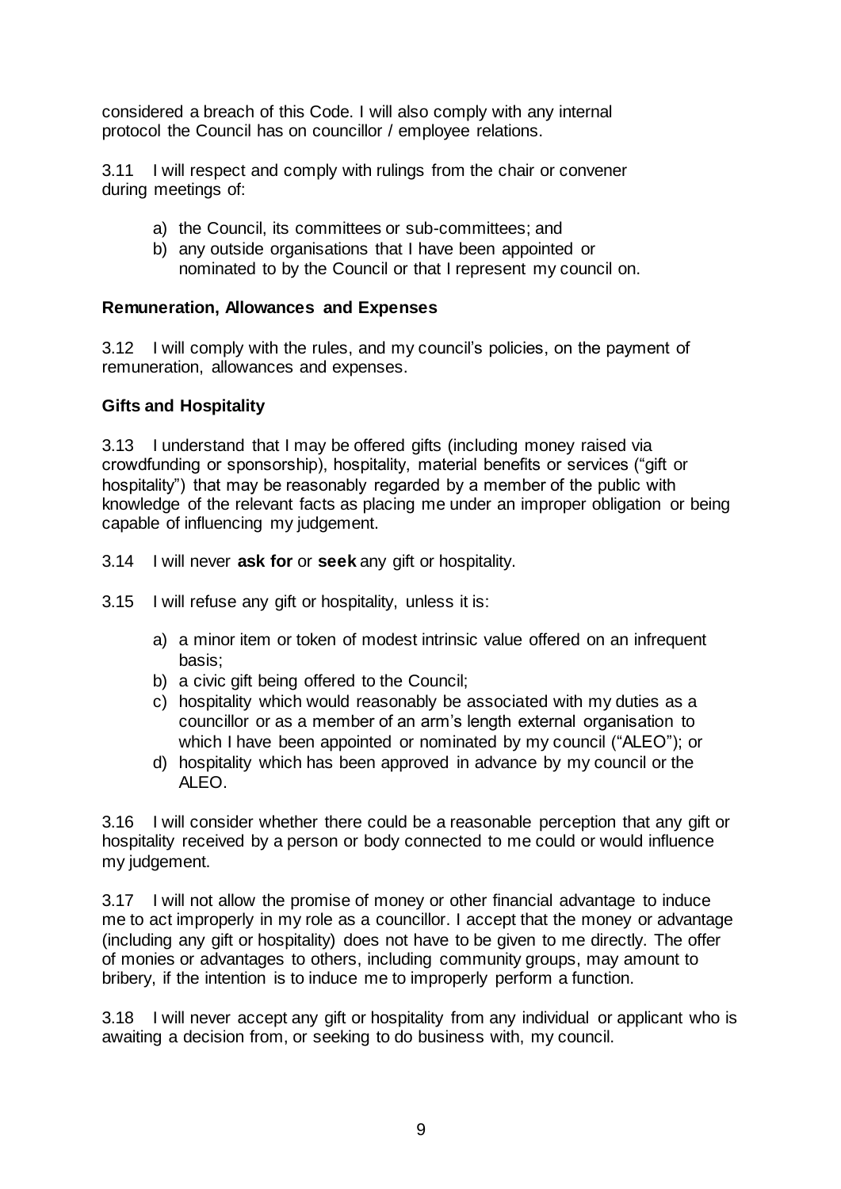considered a breach of this Code. I will also comply with any internal protocol the Council has on councillor / employee relations.

3.11 I will respect and comply with rulings from the chair or convener during meetings of:

a) the Council, its committees or sub-committees; and
b) any outside organisations that I have been appointed or nominated to by the Council or that I represent my council on.

**Remuneration, Allowances and Expenses**

3.12 I will comply with the rules, and my council's policies, on the payment of remuneration, allowances and expenses.

**Gifts and Hospitality**

3.13 I understand that I may be offered gifts (including money raised via crowdfunding or sponsorship), hospitality, material benefits or services ("gift or hospitality") that may be reasonably regarded by a member of the public with knowledge of the relevant facts as placing me under an improper obligation or being capable of influencing my judgement.

3.14 I will never **ask for** or **seek** any gift or hospitality.

3.15 I will refuse any gift or hospitality, unless it is:

a) a minor item or token of modest intrinsic value offered on an infrequent basis;
b) a civic gift being offered to the Council;
c) hospitality which would reasonably be associated with my duties as a councillor or as a member of an arm's length external organisation to which I have been appointed or nominated by my council ("ALEO"); or
d) hospitality which has been approved in advance by my council or the ALEO.

3.16 I will consider whether there could be a reasonable perception that any gift or hospitality received by a person or body connected to me could or would influence my judgement.

3.17 I will not allow the promise of money or other financial advantage to induce me to act improperly in my role as a councillor. I accept that the money or advantage (including any gift or hospitality) does not have to be given to me directly. The offer of monies or advantages to others, including community groups, may amount to bribery, if the intention is to induce me to improperly perform a function.

3.18 I will never accept any gift or hospitality from any individual or applicant who is awaiting a decision from, or seeking to do business with, my council.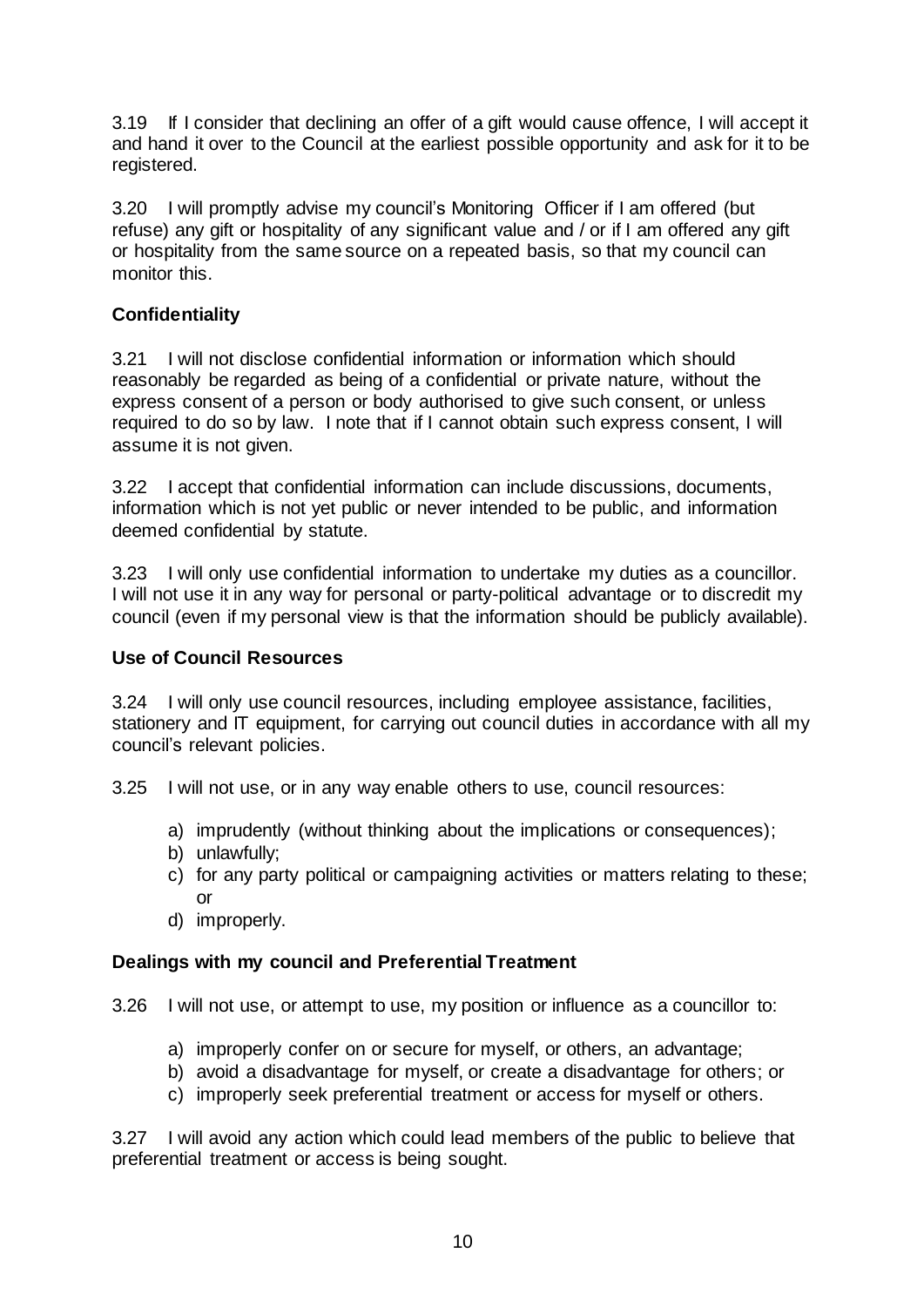3.19 If I consider that declining an offer of a gift would cause offence, I will accept it and hand it over to the Council at the earliest possible opportunity and ask for it to be registered.

3.20 I will promptly advise my council's Monitoring Officer if I am offered (but refuse) any gift or hospitality of any significant value and / or if I am offered any gift or hospitality from the same source on a repeated basis, so that my council can monitor this.

**Confidentiality**

3.21 I will not disclose confidential information or information which should reasonably be regarded as being of a confidential or private nature, without the express consent of a person or body authorised to give such consent, or unless required to do so by law. I note that if I cannot obtain such express consent, I will assume it is not given.

3.22 I accept that confidential information can include discussions, documents, information which is not yet public or never intended to be public, and information deemed confidential by statute.

3.23 I will only use confidential information to undertake my duties as a councillor. I will not use it in any way for personal or party-political advantage or to discredit my council (even if my personal view is that the information should be publicly available).

**Use of Council Resources**

3.24 I will only use council resources, including employee assistance, facilities, stationery and IT equipment, for carrying out council duties in accordance with all my council's relevant policies.

3.25 I will not use, or in any way enable others to use, council resources:

a) imprudently (without thinking about the implications or consequences);
b) unlawfully;
c) for any party political or campaigning activities or matters relating to these; or
d) improperly.

**Dealings with my council and Preferential Treatment**

3.26 I will not use, or attempt to use, my position or influence as a councillor to:

a) improperly confer on or secure for myself, or others, an advantage;
b) avoid a disadvantage for myself, or create a disadvantage for others; or
c) improperly seek preferential treatment or access for myself or others.

3.27 I will avoid any action which could lead members of the public to believe that preferential treatment or access is being sought.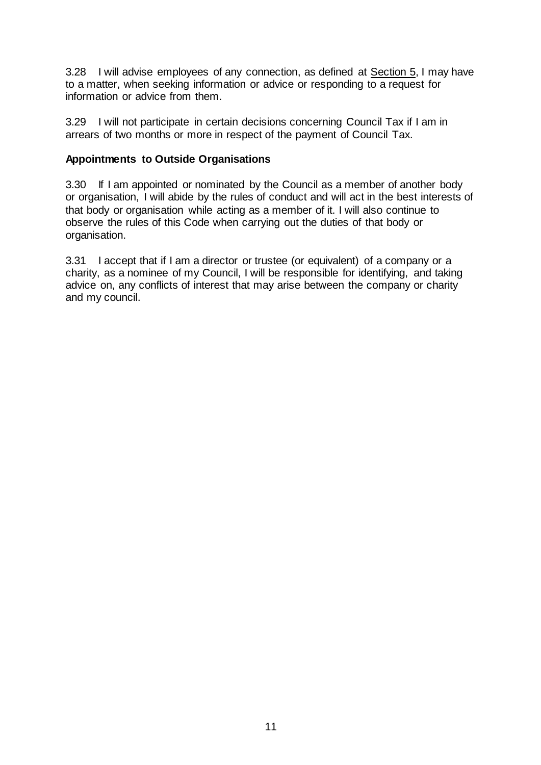3.28 I will advise employees of any connection, as defined at Section 5, I may have to a matter, when seeking information or advice or responding to a request for information or advice from them.

3.29 I will not participate in certain decisions concerning Council Tax if I am in arrears of two months or more in respect of the payment of Council Tax.

**Appointments to Outside Organisations**

3.30 If I am appointed or nominated by the Council as a member of another body or organisation, I will abide by the rules of conduct and will act in the best interests of that body or organisation while acting as a member of it. I will also continue to observe the rules of this Code when carrying out the duties of that body or organisation.

3.31 I accept that if I am a director or trustee (or equivalent) of a company or a charity, as a nominee of my Council, I will be responsible for identifying, and taking advice on, any conflicts of interest that may arise between the company or charity and my council.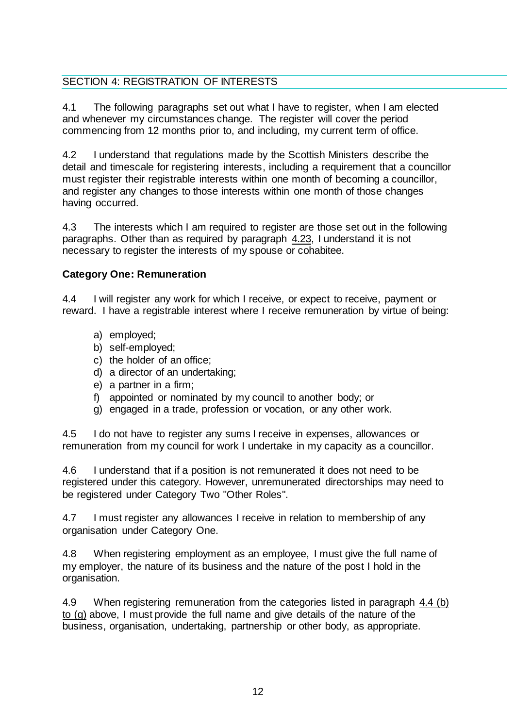## SECTION 4: REGISTRATION OF INTERESTS

4.1 The following paragraphs set out what I have to register, when I am elected and whenever my circumstances change. The register will cover the period commencing from 12 months prior to, and including, my current term of office.

4.2 I understand that regulations made by the Scottish Ministers describe the detail and timescale for registering interests, including a requirement that a councillor must register their registrable interests within one month of becoming a councillor, and register any changes to those interests within one month of those changes having occurred.

4.3 The interests which I am required to register are those set out in the following paragraphs. Other than as required by paragraph 4.23, I understand it is not necessary to register the interests of my spouse or cohabitee.

**Category One: Remuneration**

4.4 I will register any work for which I receive, or expect to receive, payment or reward. I have a registrable interest where I receive remuneration by virtue of being:

a) employed;
b) self-employed;
c) the holder of an office;
d) a director of an undertaking;
e) a partner in a firm;
f) appointed or nominated by my council to another body; or
g) engaged in a trade, profession or vocation, or any other work.

4.5 I do not have to register any sums I receive in expenses, allowances or remuneration from my council for work I undertake in my capacity as a councillor.

4.6 I understand that if a position is not remunerated it does not need to be registered under this category. However, unremunerated directorships may need to be registered under Category Two "Other Roles".

4.7 I must register any allowances I receive in relation to membership of any organisation under Category One.

4.8 When registering employment as an employee, I must give the full name of my employer, the nature of its business and the nature of the post I hold in the organisation.

4.9 When registering remuneration from the categories listed in paragraph 4.4 (b) to (g) above, I must provide the full name and give details of the nature of the business, organisation, undertaking, partnership or other body, as appropriate.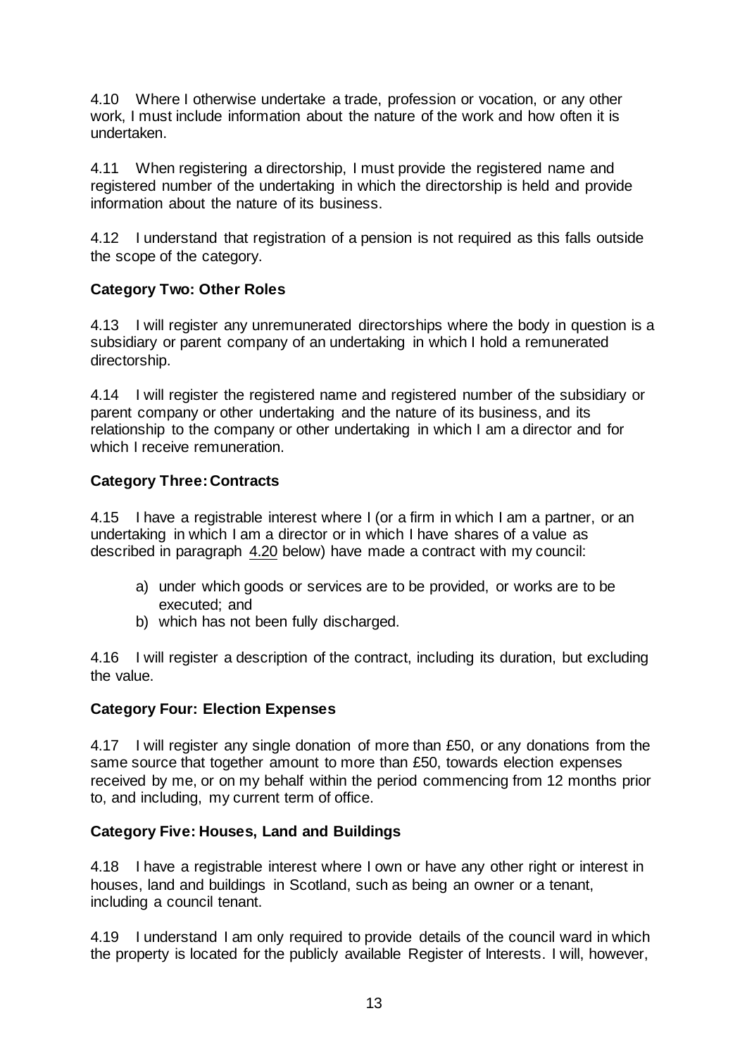4.10 Where I otherwise undertake a trade, profession or vocation, or any other work, I must include information about the nature of the work and how often it is undertaken.

4.11 When registering a directorship, I must provide the registered name and registered number of the undertaking in which the directorship is held and provide information about the nature of its business.

4.12 I understand that registration of a pension is not required as this falls outside the scope of the category.

**Category Two: Other Roles**

4.13 I will register any unremunerated directorships where the body in question is a subsidiary or parent company of an undertaking in which I hold a remunerated directorship.

4.14 I will register the registered name and registered number of the subsidiary or parent company or other undertaking and the nature of its business, and its relationship to the company or other undertaking in which I am a director and for which I receive remuneration.

**Category Three: Contracts**

4.15 I have a registrable interest where I (or a firm in which I am a partner, or an undertaking in which I am a director or in which I have shares of a value as described in paragraph 4.20 below) have made a contract with my council:

a) under which goods or services are to be provided, or works are to be executed; and
b) which has not been fully discharged.

4.16 I will register a description of the contract, including its duration, but excluding the value.

**Category Four: Election Expenses**

4.17 I will register any single donation of more than £50, or any donations from the same source that together amount to more than £50, towards election expenses received by me, or on my behalf within the period commencing from 12 months prior to, and including, my current term of office.

**Category Five: Houses, Land and Buildings**

4.18 I have a registrable interest where I own or have any other right or interest in houses, land and buildings in Scotland, such as being an owner or a tenant, including a council tenant.

4.19 I understand I am only required to provide details of the council ward in which the property is located for the publicly available Register of Interests. I will, however,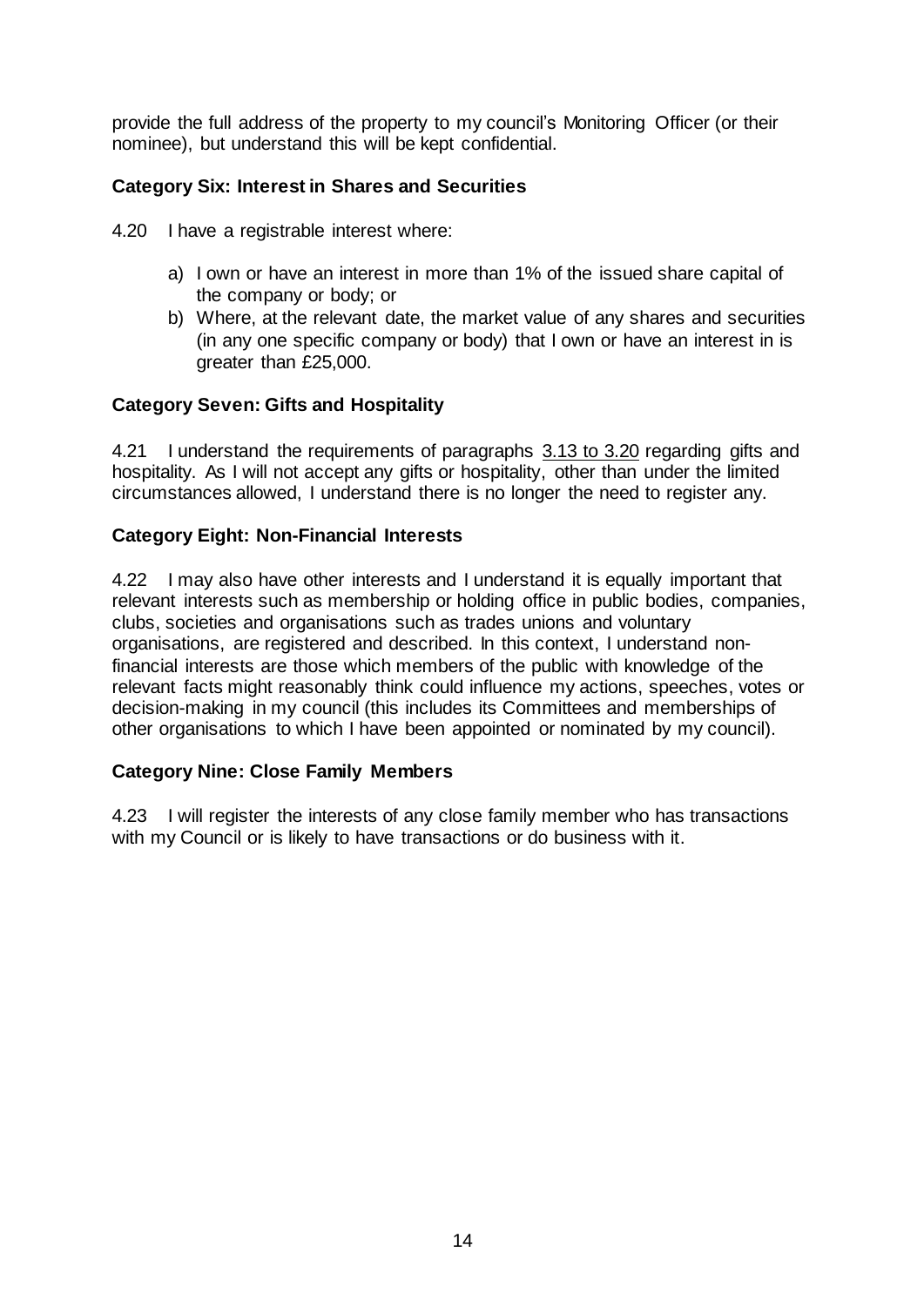provide the full address of the property to my council's Monitoring Officer (or their nominee), but understand this will be kept confidential.

**Category Six: Interest in Shares and Securities**

4.20 I have a registrable interest where:

a) I own or have an interest in more than 1% of the issued share capital of the company or body; or
b) Where, at the relevant date, the market value of any shares and securities (in any one specific company or body) that I own or have an interest in is greater than £25,000.

**Category Seven: Gifts and Hospitality**

4.21 I understand the requirements of paragraphs 3.13 to 3.20 regarding gifts and hospitality. As I will not accept any gifts or hospitality, other than under the limited circumstances allowed, I understand there is no longer the need to register any.

**Category Eight: Non-Financial Interests**

4.22 I may also have other interests and I understand it is equally important that relevant interests such as membership or holding office in public bodies, companies, clubs, societies and organisations such as trades unions and voluntary organisations, are registered and described. In this context, I understand non-financial interests are those which members of the public with knowledge of the relevant facts might reasonably think could influence my actions, speeches, votes or decision-making in my council (this includes its Committees and memberships of other organisations to which I have been appointed or nominated by my council).

**Category Nine: Close Family Members**

4.23 I will register the interests of any close family member who has transactions with my Council or is likely to have transactions or do business with it.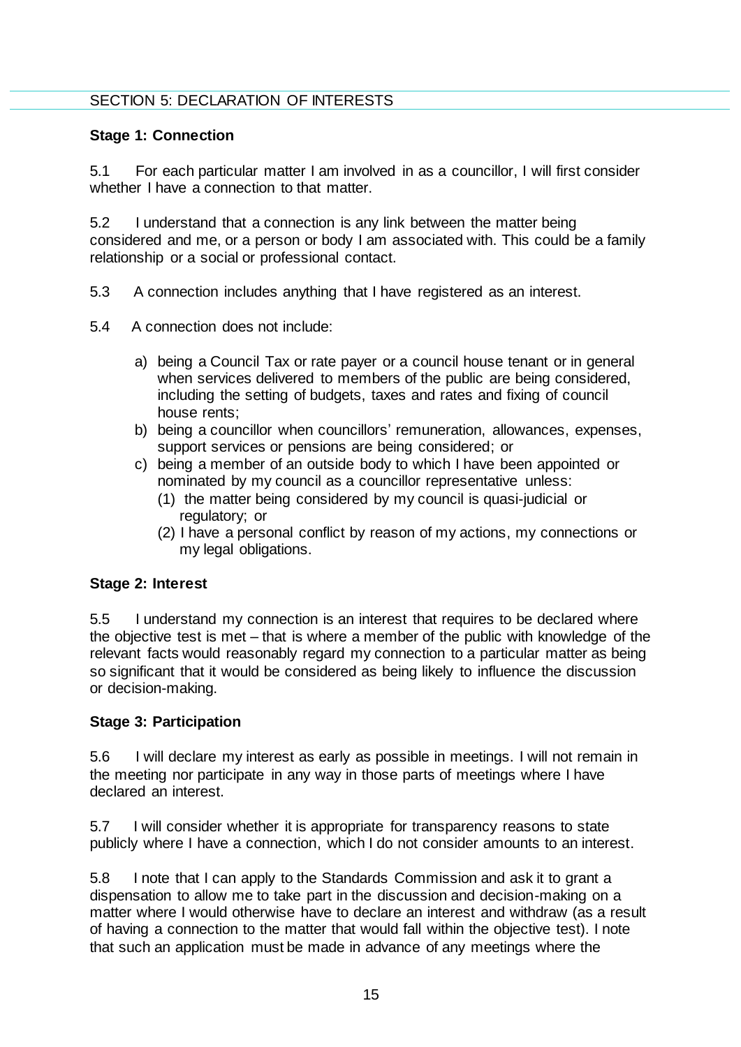## SECTION 5: DECLARATION OF INTERESTS

### Stage 1: Connection

5.1 For each particular matter I am involved in as a councillor, I will first consider whether I have a connection to that matter.

5.2 I understand that a connection is any link between the matter being considered and me, or a person or body I am associated with. This could be a family relationship or a social or professional contact.

5.3 A connection includes anything that I have registered as an interest.

5.4 A connection does not include:

a) being a Council Tax or rate payer or a council house tenant or in general when services delivered to members of the public are being considered, including the setting of budgets, taxes and rates and fixing of council house rents;
b) being a councillor when councillors' remuneration, allowances, expenses, support services or pensions are being considered; or
c) being a member of an outside body to which I have been appointed or nominated by my council as a councillor representative unless:
   (1) the matter being considered by my council is quasi-judicial or regulatory; or
   (2) I have a personal conflict by reason of my actions, my connections or my legal obligations.

### Stage 2: Interest

5.5 I understand my connection is an interest that requires to be declared where the objective test is met – that is where a member of the public with knowledge of the relevant facts would reasonably regard my connection to a particular matter as being so significant that it would be considered as being likely to influence the discussion or decision-making.

### Stage 3: Participation

5.6 I will declare my interest as early as possible in meetings. I will not remain in the meeting nor participate in any way in those parts of meetings where I have declared an interest.

5.7 I will consider whether it is appropriate for transparency reasons to state publicly where I have a connection, which I do not consider amounts to an interest.

5.8 I note that I can apply to the Standards Commission and ask it to grant a dispensation to allow me to take part in the discussion and decision-making on a matter where I would otherwise have to declare an interest and withdraw (as a result of having a connection to the matter that would fall within the objective test). I note that such an application must be made in advance of any meetings where the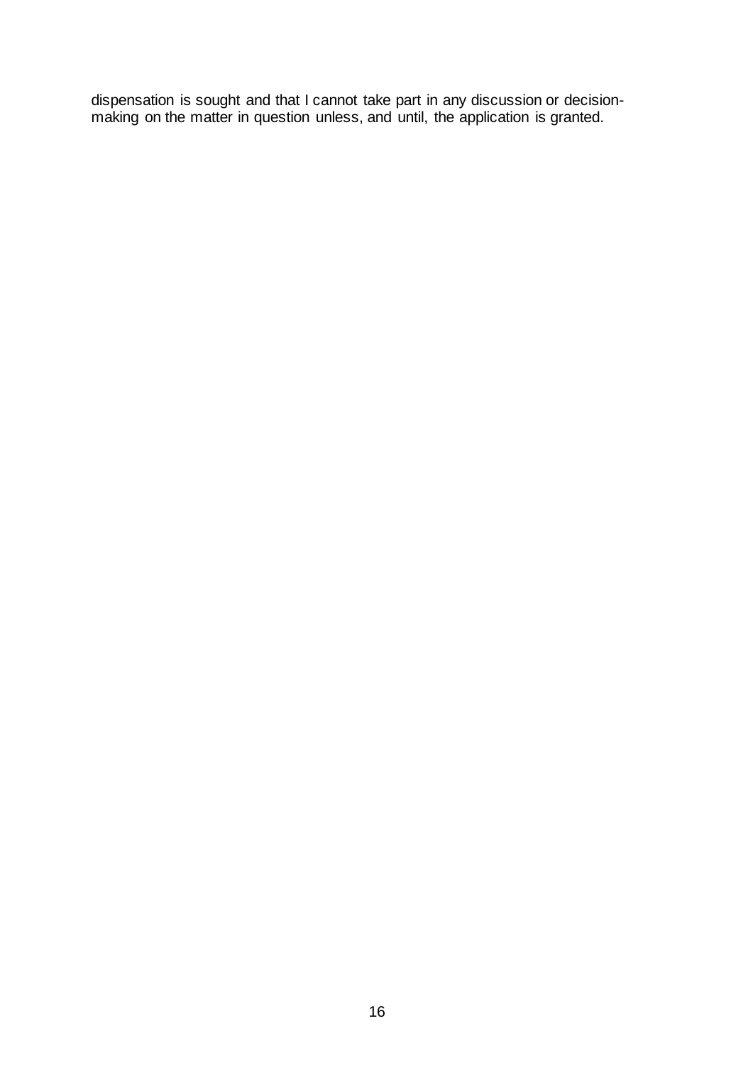dispensation is sought and that I cannot take part in any discussion or decision-making on the matter in question unless, and until, the application is granted.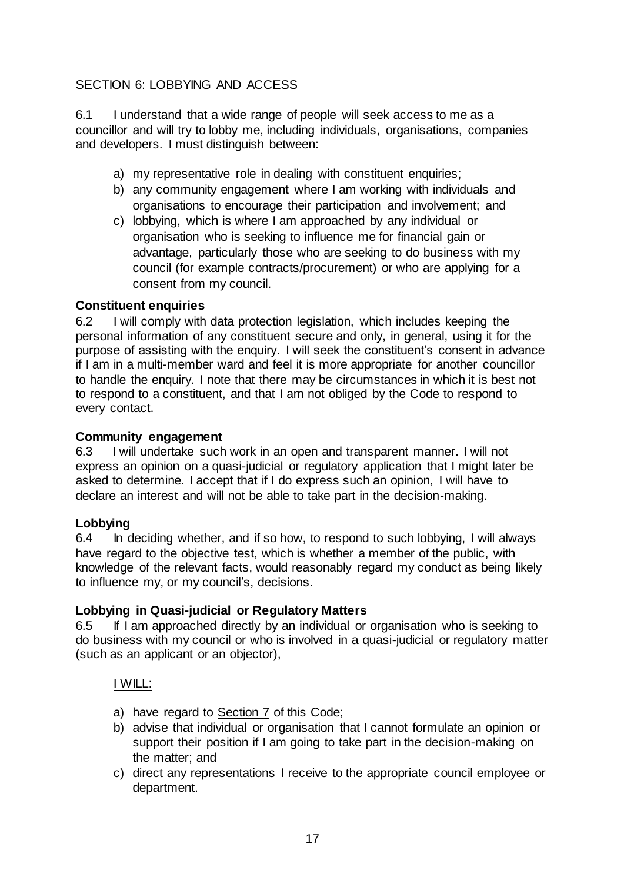## SECTION 6: LOBBYING AND ACCESS

6.1 I understand that a wide range of people will seek access to me as a councillor and will try to lobby me, including individuals, organisations, companies and developers. I must distinguish between:

a) my representative role in dealing with constituent enquiries;
b) any community engagement where I am working with individuals and organisations to encourage their participation and involvement; and
c) lobbying, which is where I am approached by any individual or organisation who is seeking to influence me for financial gain or advantage, particularly those who are seeking to do business with my council (for example contracts/procurement) or who are applying for a consent from my council.

**Constituent enquiries**

6.2 I will comply with data protection legislation, which includes keeping the personal information of any constituent secure and only, in general, using it for the purpose of assisting with the enquiry. I will seek the constituent's consent in advance if I am in a multi-member ward and feel it is more appropriate for another councillor to handle the enquiry. I note that there may be circumstances in which it is best not to respond to a constituent, and that I am not obliged by the Code to respond to every contact.

**Community engagement**

6.3 I will undertake such work in an open and transparent manner. I will not express an opinion on a quasi-judicial or regulatory application that I might later be asked to determine. I accept that if I do express such an opinion, I will have to declare an interest and will not be able to take part in the decision-making.

**Lobbying**

6.4 In deciding whether, and if so how, to respond to such lobbying, I will always have regard to the objective test, which is whether a member of the public, with knowledge of the relevant facts, would reasonably regard my conduct as being likely to influence my, or my council's, decisions.

**Lobbying in Quasi-judicial or Regulatory Matters**

6.5 If I am approached directly by an individual or organisation who is seeking to do business with my council or who is involved in a quasi-judicial or regulatory matter (such as an applicant or an objector),

I WILL:

a) have regard to Section 7 of this Code;
b) advise that individual or organisation that I cannot formulate an opinion or support their position if I am going to take part in the decision-making on the matter; and
c) direct any representations I receive to the appropriate council employee or department.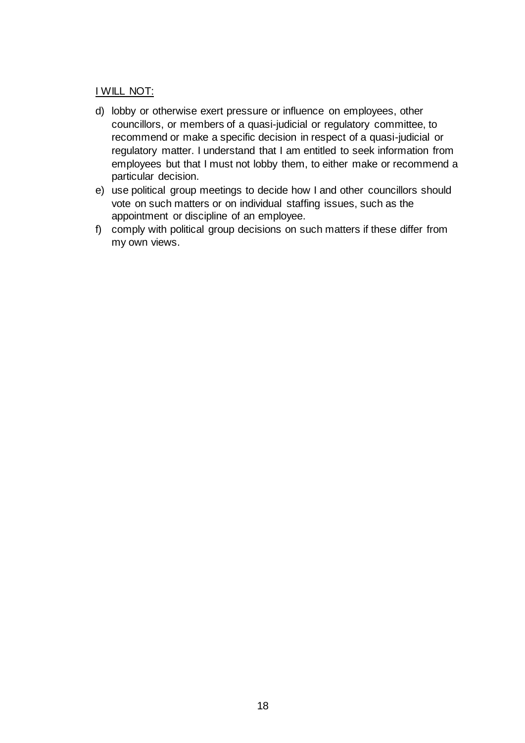<u>I WILL NOT:</u>

d) lobby or otherwise exert pressure or influence on employees, other councillors, or members of a quasi-judicial or regulatory committee, to recommend or make a specific decision in respect of a quasi-judicial or regulatory matter. I understand that I am entitled to seek information from employees but that I must not lobby them, to either make or recommend a particular decision.
e) use political group meetings to decide how I and other councillors should vote on such matters or on individual staffing issues, such as the appointment or discipline of an employee.
f) comply with political group decisions on such matters if these differ from my own views.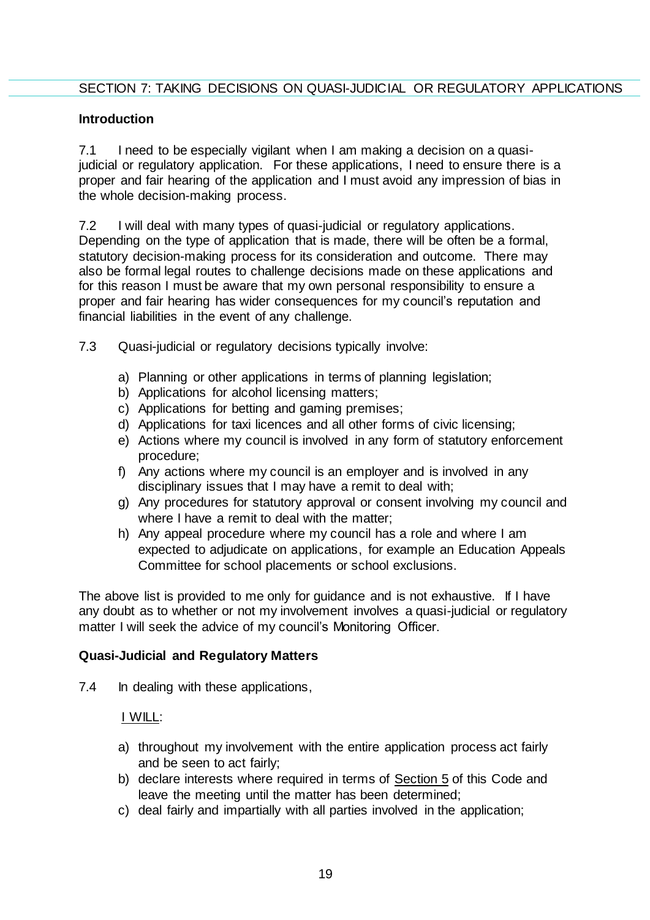## SECTION 7: TAKING DECISIONS ON QUASI-JUDICIAL OR REGULATORY APPLICATIONS

### Introduction

7.1 I need to be especially vigilant when I am making a decision on a quasi-judicial or regulatory application. For these applications, I need to ensure there is a proper and fair hearing of the application and I must avoid any impression of bias in the whole decision-making process.

7.2 I will deal with many types of quasi-judicial or regulatory applications. Depending on the type of application that is made, there will be often be a formal, statutory decision-making process for its consideration and outcome. There may also be formal legal routes to challenge decisions made on these applications and for this reason I must be aware that my own personal responsibility to ensure a proper and fair hearing has wider consequences for my council's reputation and financial liabilities in the event of any challenge.

7.3 Quasi-judicial or regulatory decisions typically involve:

a) Planning or other applications in terms of planning legislation;
b) Applications for alcohol licensing matters;
c) Applications for betting and gaming premises;
d) Applications for taxi licences and all other forms of civic licensing;
e) Actions where my council is involved in any form of statutory enforcement procedure;
f) Any actions where my council is an employer and is involved in any disciplinary issues that I may have a remit to deal with;
g) Any procedures for statutory approval or consent involving my council and where I have a remit to deal with the matter;
h) Any appeal procedure where my council has a role and where I am expected to adjudicate on applications, for example an Education Appeals Committee for school placements or school exclusions.

The above list is provided to me only for guidance and is not exhaustive. If I have any doubt as to whether or not my involvement involves a quasi-judicial or regulatory matter I will seek the advice of my council's Monitoring Officer.

### Quasi-Judicial and Regulatory Matters

7.4 In dealing with these applications,

I WILL:

a) throughout my involvement with the entire application process act fairly and be seen to act fairly;
b) declare interests where required in terms of Section 5 of this Code and leave the meeting until the matter has been determined;
c) deal fairly and impartially with all parties involved in the application;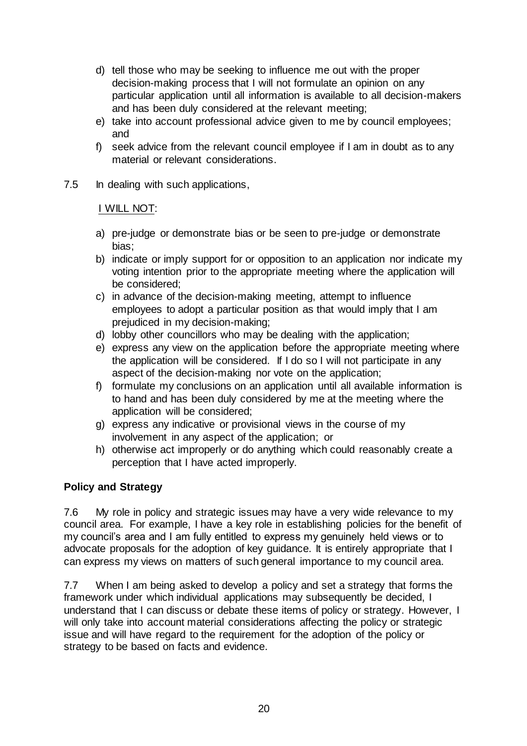d) tell those who may be seeking to influence me out with the proper decision-making process that I will not formulate an opinion on any particular application until all information is available to all decision-makers and has been duly considered at the relevant meeting;
e) take into account professional advice given to me by council employees; and
f) seek advice from the relevant council employee if I am in doubt as to any material or relevant considerations.

7.5 In dealing with such applications,

I WILL NOT:

a) pre-judge or demonstrate bias or be seen to pre-judge or demonstrate bias;
b) indicate or imply support for or opposition to an application nor indicate my voting intention prior to the appropriate meeting where the application will be considered;
c) in advance of the decision-making meeting, attempt to influence employees to adopt a particular position as that would imply that I am prejudiced in my decision-making;
d) lobby other councillors who may be dealing with the application;
e) express any view on the application before the appropriate meeting where the application will be considered. If I do so I will not participate in any aspect of the decision-making nor vote on the application;
f) formulate my conclusions on an application until all available information is to hand and has been duly considered by me at the meeting where the application will be considered;
g) express any indicative or provisional views in the course of my involvement in any aspect of the application; or
h) otherwise act improperly or do anything which could reasonably create a perception that I have acted improperly.

**Policy and Strategy**

7.6 My role in policy and strategic issues may have a very wide relevance to my council area. For example, I have a key role in establishing policies for the benefit of my council's area and I am fully entitled to express my genuinely held views or to advocate proposals for the adoption of key guidance. It is entirely appropriate that I can express my views on matters of such general importance to my council area.

7.7 When I am being asked to develop a policy and set a strategy that forms the framework under which individual applications may subsequently be decided, I understand that I can discuss or debate these items of policy or strategy. However, I will only take into account material considerations affecting the policy or strategic issue and will have regard to the requirement for the adoption of the policy or strategy to be based on facts and evidence.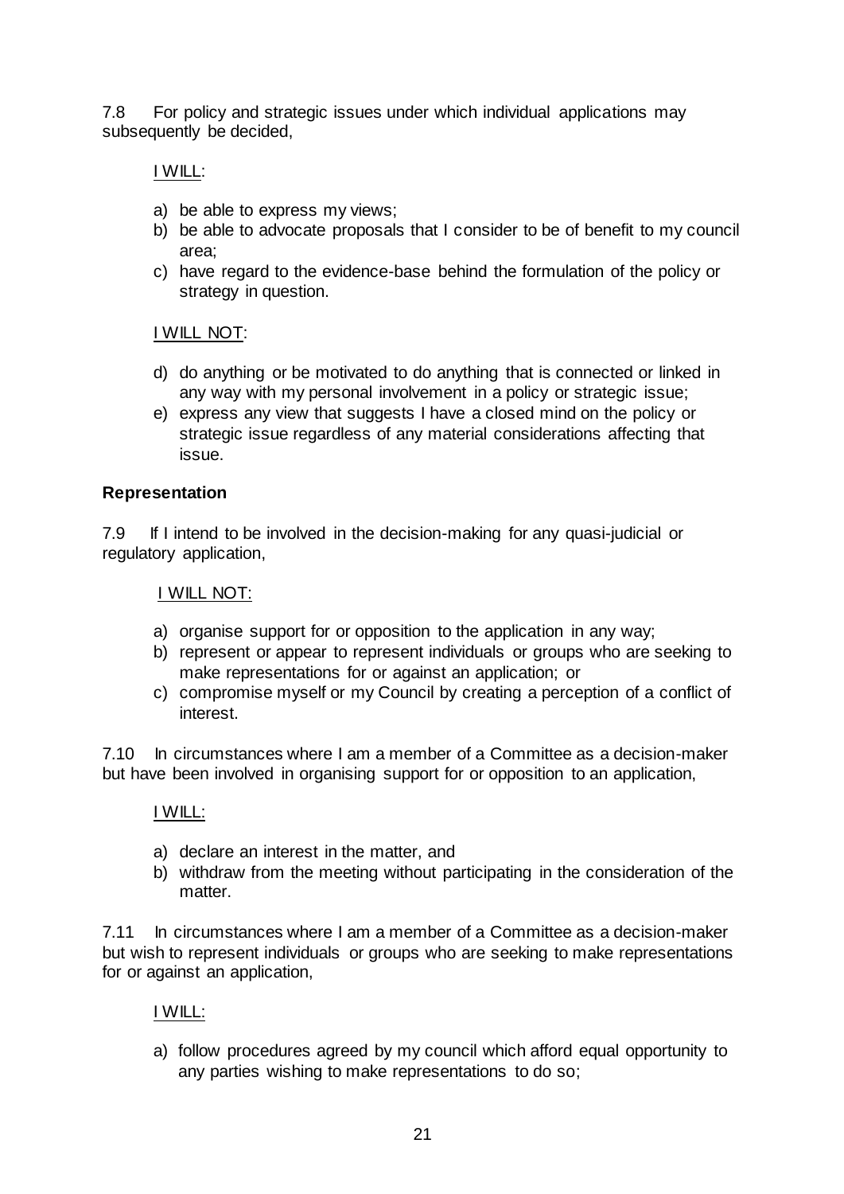7.8 For policy and strategic issues under which individual applications may subsequently be decided,

<u>I WILL</u>:

a) be able to express my views;
b) be able to advocate proposals that I consider to be of benefit to my council area;
c) have regard to the evidence-base behind the formulation of the policy or strategy in question.

<u>I WILL NOT</u>:

d) do anything or be motivated to do anything that is connected or linked in any way with my personal involvement in a policy or strategic issue;
e) express any view that suggests I have a closed mind on the policy or strategic issue regardless of any material considerations affecting that issue.

**Representation**

7.9 If I intend to be involved in the decision-making for any quasi-judicial or regulatory application,

<u>I WILL NOT:</u>

a) organise support for or opposition to the application in any way;
b) represent or appear to represent individuals or groups who are seeking to make representations for or against an application; or
c) compromise myself or my Council by creating a perception of a conflict of interest.

7.10 In circumstances where I am a member of a Committee as a decision-maker but have been involved in organising support for or opposition to an application,

<u>I WILL:</u>

a) declare an interest in the matter, and
b) withdraw from the meeting without participating in the consideration of the matter.

7.11 In circumstances where I am a member of a Committee as a decision-maker but wish to represent individuals or groups who are seeking to make representations for or against an application,

<u>I WILL:</u>

a) follow procedures agreed by my council which afford equal opportunity to any parties wishing to make representations to do so;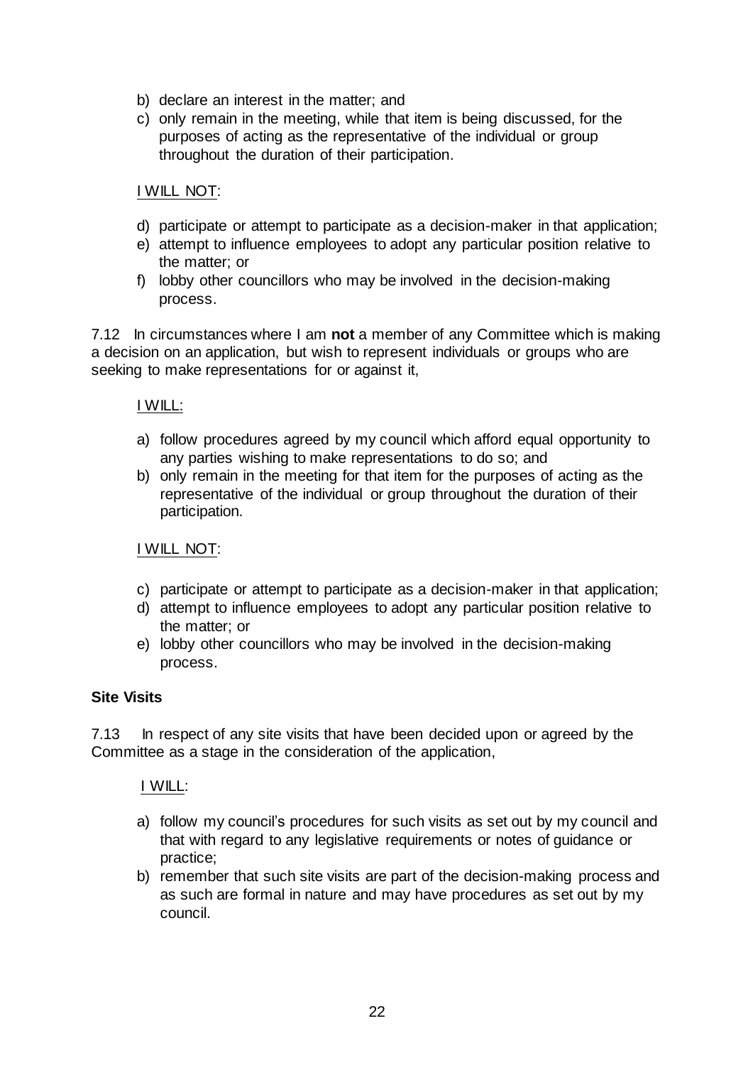b) declare an interest in the matter; and
c) only remain in the meeting, while that item is being discussed, for the purposes of acting as the representative of the individual or group throughout the duration of their participation.

I WILL NOT:

d) participate or attempt to participate as a decision-maker in that application;
e) attempt to influence employees to adopt any particular position relative to the matter; or
f) lobby other councillors who may be involved in the decision-making process.

7.12 In circumstances where I am **not** a member of any Committee which is making a decision on an application, but wish to represent individuals or groups who are seeking to make representations for or against it,

I WILL:

a) follow procedures agreed by my council which afford equal opportunity to any parties wishing to make representations to do so; and
b) only remain in the meeting for that item for the purposes of acting as the representative of the individual or group throughout the duration of their participation.

I WILL NOT:

c) participate or attempt to participate as a decision-maker in that application;
d) attempt to influence employees to adopt any particular position relative to the matter; or
e) lobby other councillors who may be involved in the decision-making process.

**Site Visits**

7.13 In respect of any site visits that have been decided upon or agreed by the Committee as a stage in the consideration of the application,

I WILL:

a) follow my council's procedures for such visits as set out by my council and that with regard to any legislative requirements or notes of guidance or practice;
b) remember that such site visits are part of the decision-making process and as such are formal in nature and may have procedures as set out by my council.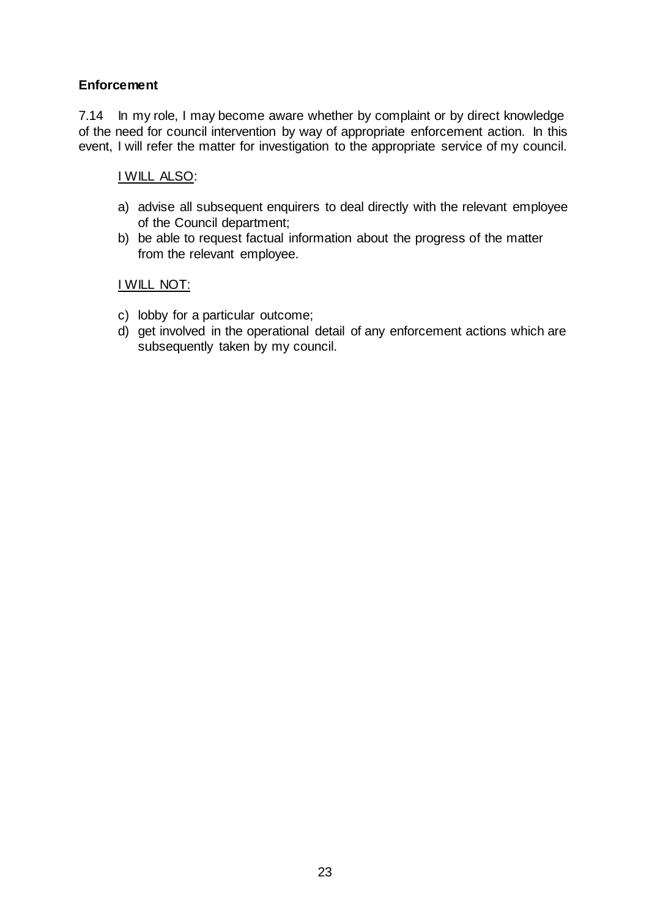**Enforcement**

7.14 In my role, I may become aware whether by complaint or by direct knowledge of the need for council intervention by way of appropriate enforcement action. In this event, I will refer the matter for investigation to the appropriate service of my council.

<u>I WILL ALSO</u>:

a) advise all subsequent enquirers to deal directly with the relevant employee of the Council department;
b) be able to request factual information about the progress of the matter from the relevant employee.

<u>I WILL NOT:</u>

c) lobby for a particular outcome;
d) get involved in the operational detail of any enforcement actions which are subsequently taken by my council.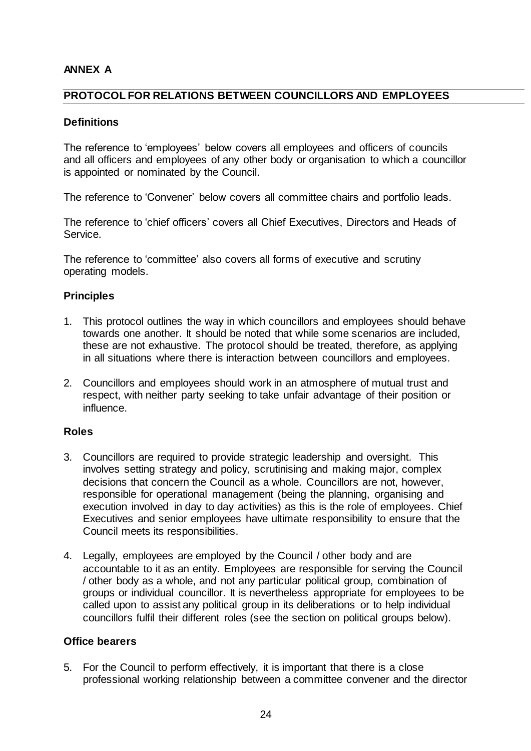**ANNEX A**

## PROTOCOL FOR RELATIONS BETWEEN COUNCILLORS AND EMPLOYEES

### Definitions

The reference to 'employees' below covers all employees and officers of councils and all officers and employees of any other body or organisation to which a councillor is appointed or nominated by the Council.

The reference to 'Convener' below covers all committee chairs and portfolio leads.

The reference to 'chief officers' covers all Chief Executives, Directors and Heads of Service.

The reference to 'committee' also covers all forms of executive and scrutiny operating models.

### Principles

1. This protocol outlines the way in which councillors and employees should behave towards one another. It should be noted that while some scenarios are included, these are not exhaustive. The protocol should be treated, therefore, as applying in all situations where there is interaction between councillors and employees.

2. Councillors and employees should work in an atmosphere of mutual trust and respect, with neither party seeking to take unfair advantage of their position or influence.

### Roles

3. Councillors are required to provide strategic leadership and oversight. This involves setting strategy and policy, scrutinising and making major, complex decisions that concern the Council as a whole. Councillors are not, however, responsible for operational management (being the planning, organising and execution involved in day to day activities) as this is the role of employees. Chief Executives and senior employees have ultimate responsibility to ensure that the Council meets its responsibilities.

4. Legally, employees are employed by the Council / other body and are accountable to it as an entity. Employees are responsible for serving the Council / other body as a whole, and not any particular political group, combination of groups or individual councillor. It is nevertheless appropriate for employees to be called upon to assist any political group in its deliberations or to help individual councillors fulfil their different roles (see the section on political groups below).

### Office bearers

5. For the Council to perform effectively, it is important that there is a close professional working relationship between a committee convener and the director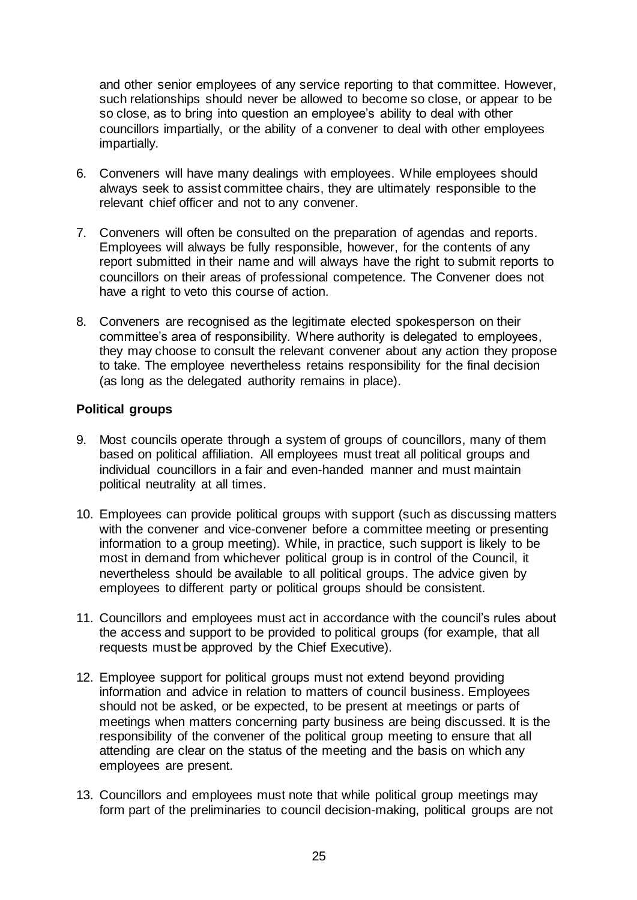and other senior employees of any service reporting to that committee. However, such relationships should never be allowed to become so close, or appear to be so close, as to bring into question an employee's ability to deal with other councillors impartially, or the ability of a convener to deal with other employees impartially.

6. Conveners will have many dealings with employees. While employees should always seek to assist committee chairs, they are ultimately responsible to the relevant chief officer and not to any convener.

7. Conveners will often be consulted on the preparation of agendas and reports. Employees will always be fully responsible, however, for the contents of any report submitted in their name and will always have the right to submit reports to councillors on their areas of professional competence. The Convener does not have a right to veto this course of action.

8. Conveners are recognised as the legitimate elected spokesperson on their committee's area of responsibility. Where authority is delegated to employees, they may choose to consult the relevant convener about any action they propose to take. The employee nevertheless retains responsibility for the final decision (as long as the delegated authority remains in place).

**Political groups**

9. Most councils operate through a system of groups of councillors, many of them based on political affiliation. All employees must treat all political groups and individual councillors in a fair and even-handed manner and must maintain political neutrality at all times.

10. Employees can provide political groups with support (such as discussing matters with the convener and vice-convener before a committee meeting or presenting information to a group meeting). While, in practice, such support is likely to be most in demand from whichever political group is in control of the Council, it nevertheless should be available to all political groups. The advice given by employees to different party or political groups should be consistent.

11. Councillors and employees must act in accordance with the council's rules about the access and support to be provided to political groups (for example, that all requests must be approved by the Chief Executive).

12. Employee support for political groups must not extend beyond providing information and advice in relation to matters of council business. Employees should not be asked, or be expected, to be present at meetings or parts of meetings when matters concerning party business are being discussed. It is the responsibility of the convener of the political group meeting to ensure that all attending are clear on the status of the meeting and the basis on which any employees are present.

13. Councillors and employees must note that while political group meetings may form part of the preliminaries to council decision-making, political groups are not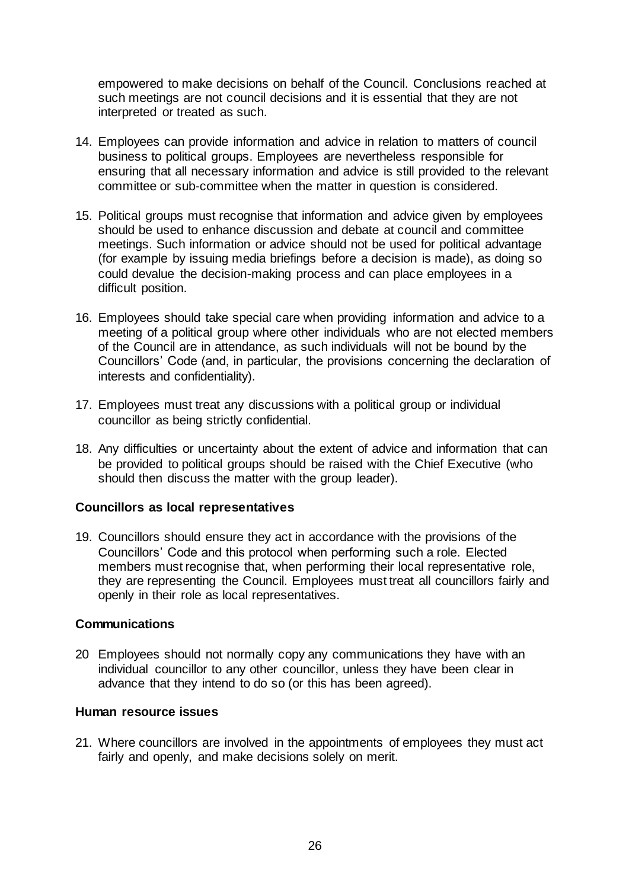empowered to make decisions on behalf of the Council. Conclusions reached at such meetings are not council decisions and it is essential that they are not interpreted or treated as such.

14. Employees can provide information and advice in relation to matters of council business to political groups. Employees are nevertheless responsible for ensuring that all necessary information and advice is still provided to the relevant committee or sub-committee when the matter in question is considered.

15. Political groups must recognise that information and advice given by employees should be used to enhance discussion and debate at council and committee meetings. Such information or advice should not be used for political advantage (for example by issuing media briefings before a decision is made), as doing so could devalue the decision-making process and can place employees in a difficult position.

16. Employees should take special care when providing information and advice to a meeting of a political group where other individuals who are not elected members of the Council are in attendance, as such individuals will not be bound by the Councillors' Code (and, in particular, the provisions concerning the declaration of interests and confidentiality).

17. Employees must treat any discussions with a political group or individual councillor as being strictly confidential.

18. Any difficulties or uncertainty about the extent of advice and information that can be provided to political groups should be raised with the Chief Executive (who should then discuss the matter with the group leader).

**Councillors as local representatives**

19. Councillors should ensure they act in accordance with the provisions of the Councillors' Code and this protocol when performing such a role. Elected members must recognise that, when performing their local representative role, they are representing the Council. Employees must treat all councillors fairly and openly in their role as local representatives.

**Communications**

20 Employees should not normally copy any communications they have with an individual councillor to any other councillor, unless they have been clear in advance that they intend to do so (or this has been agreed).

**Human resource issues**

21. Where councillors are involved in the appointments of employees they must act fairly and openly, and make decisions solely on merit.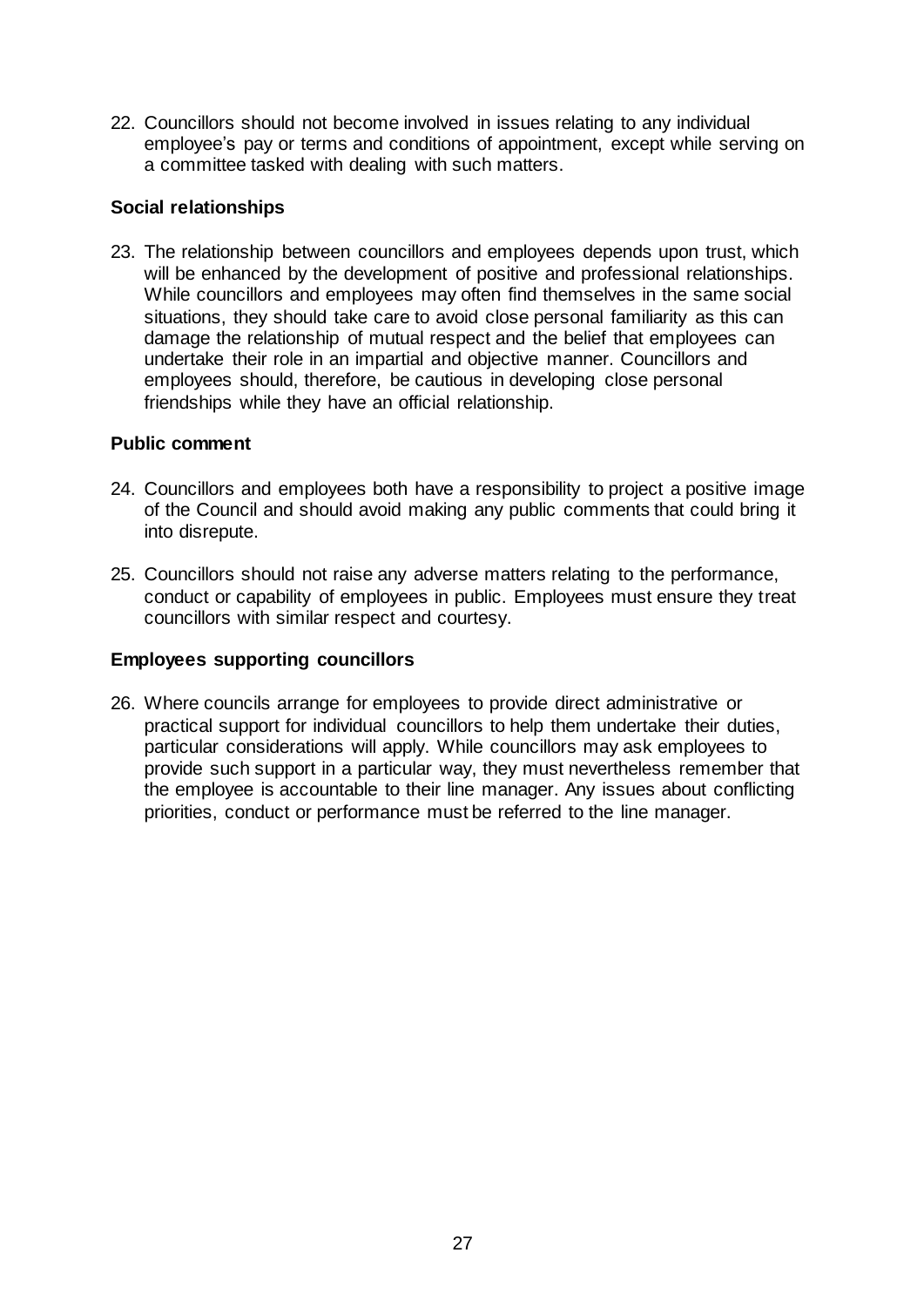22. Councillors should not become involved in issues relating to any individual employee's pay or terms and conditions of appointment, except while serving on a committee tasked with dealing with such matters.

**Social relationships**

23. The relationship between councillors and employees depends upon trust, which will be enhanced by the development of positive and professional relationships. While councillors and employees may often find themselves in the same social situations, they should take care to avoid close personal familiarity as this can damage the relationship of mutual respect and the belief that employees can undertake their role in an impartial and objective manner. Councillors and employees should, therefore, be cautious in developing close personal friendships while they have an official relationship.

**Public comment**

24. Councillors and employees both have a responsibility to project a positive image of the Council and should avoid making any public comments that could bring it into disrepute.

25. Councillors should not raise any adverse matters relating to the performance, conduct or capability of employees in public. Employees must ensure they treat councillors with similar respect and courtesy.

**Employees supporting councillors**

26. Where councils arrange for employees to provide direct administrative or practical support for individual councillors to help them undertake their duties, particular considerations will apply. While councillors may ask employees to provide such support in a particular way, they must nevertheless remember that the employee is accountable to their line manager. Any issues about conflicting priorities, conduct or performance must be referred to the line manager.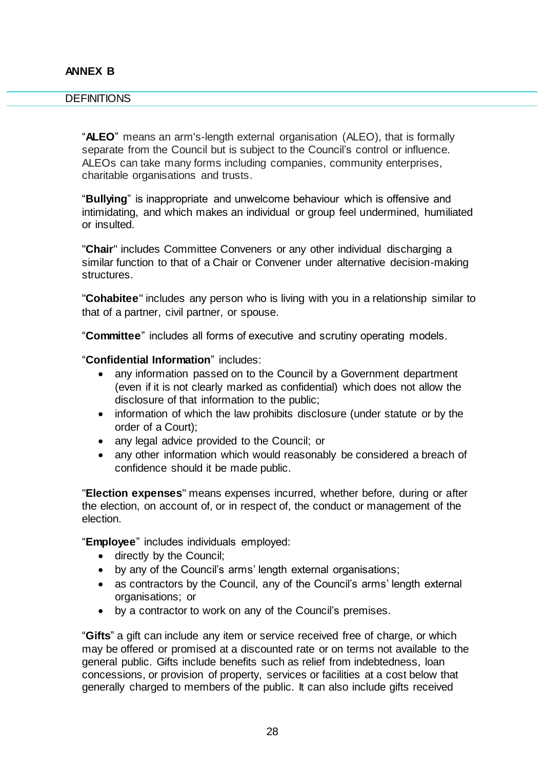**ANNEX B**

DEFINITIONS

"**ALEO**" means an arm's-length external organisation (ALEO), that is formally separate from the Council but is subject to the Council's control or influence. ALEOs can take many forms including companies, community enterprises, charitable organisations and trusts.

"**Bullying**" is inappropriate and unwelcome behaviour which is offensive and intimidating, and which makes an individual or group feel undermined, humiliated or insulted.

"**Chair**" includes Committee Conveners or any other individual discharging a similar function to that of a Chair or Convener under alternative decision-making structures.

"**Cohabitee**" includes any person who is living with you in a relationship similar to that of a partner, civil partner, or spouse.

"**Committee**" includes all forms of executive and scrutiny operating models.

"**Confidential Information**" includes:

- any information passed on to the Council by a Government department (even if it is not clearly marked as confidential) which does not allow the disclosure of that information to the public;
- information of which the law prohibits disclosure (under statute or by the order of a Court);
- any legal advice provided to the Council; or
- any other information which would reasonably be considered a breach of confidence should it be made public.

"**Election expenses**" means expenses incurred, whether before, during or after the election, on account of, or in respect of, the conduct or management of the election.

"**Employee**" includes individuals employed:

- directly by the Council;
- by any of the Council's arms' length external organisations;
- as contractors by the Council, any of the Council's arms' length external organisations; or
- by a contractor to work on any of the Council's premises.

"**Gifts**" a gift can include any item or service received free of charge, or which may be offered or promised at a discounted rate or on terms not available to the general public. Gifts include benefits such as relief from indebtedness, loan concessions, or provision of property, services or facilities at a cost below that generally charged to members of the public. It can also include gifts received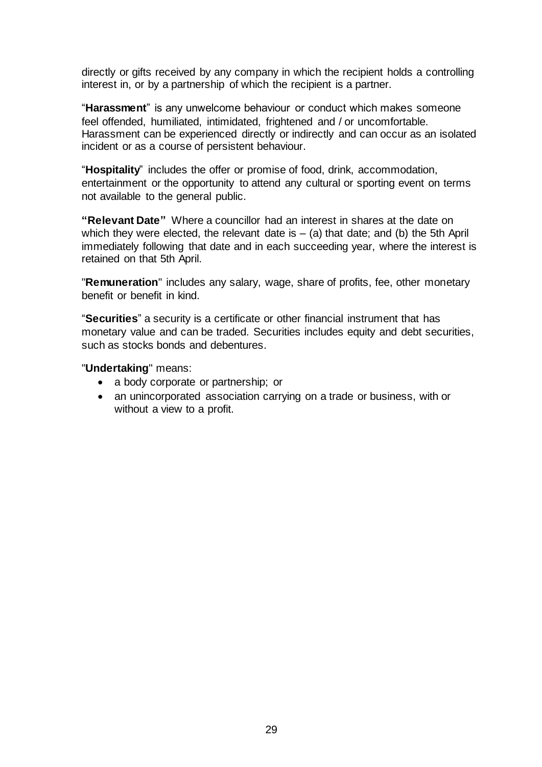directly or gifts received by any company in which the recipient holds a controlling interest in, or by a partnership of which the recipient is a partner.

"**Harassment**" is any unwelcome behaviour or conduct which makes someone feel offended, humiliated, intimidated, frightened and / or uncomfortable. Harassment can be experienced directly or indirectly and can occur as an isolated incident or as a course of persistent behaviour.

"**Hospitality**" includes the offer or promise of food, drink, accommodation, entertainment or the opportunity to attend any cultural or sporting event on terms not available to the general public.

**"Relevant Date"** Where a councillor had an interest in shares at the date on which they were elected, the relevant date is – (a) that date; and (b) the 5th April immediately following that date and in each succeeding year, where the interest is retained on that 5th April.

"**Remuneration**" includes any salary, wage, share of profits, fee, other monetary benefit or benefit in kind.

"**Securities**" a security is a certificate or other financial instrument that has monetary value and can be traded. Securities includes equity and debt securities, such as stocks bonds and debentures.

"**Undertaking**" means:

- a body corporate or partnership; or
- an unincorporated association carrying on a trade or business, with or without a view to a profit.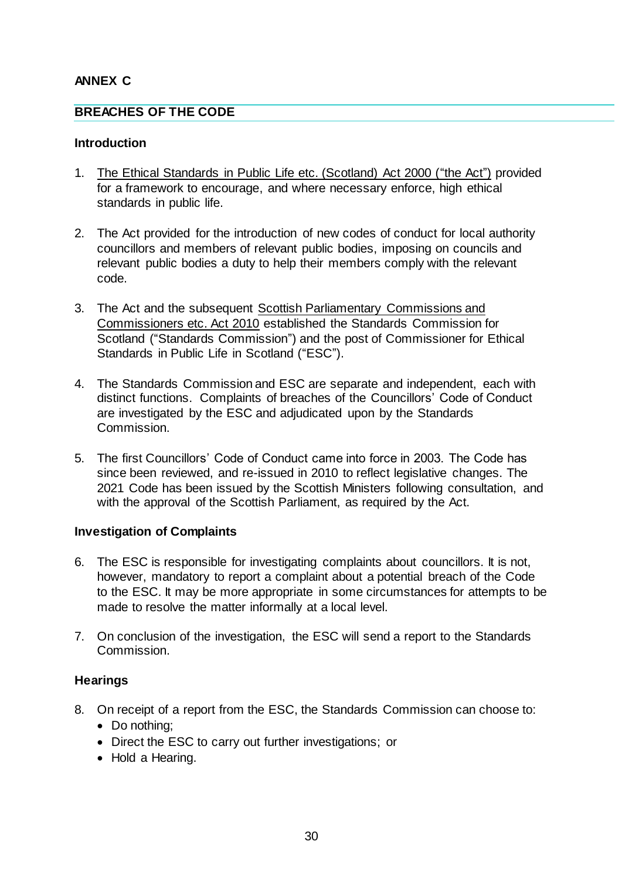## ANNEX C

## BREACHES OF THE CODE

### Introduction

1. The Ethical Standards in Public Life etc. (Scotland) Act 2000 ("the Act") provided for a framework to encourage, and where necessary enforce, high ethical standards in public life.

2. The Act provided for the introduction of new codes of conduct for local authority councillors and members of relevant public bodies, imposing on councils and relevant public bodies a duty to help their members comply with the relevant code.

3. The Act and the subsequent Scottish Parliamentary Commissions and Commissioners etc. Act 2010 established the Standards Commission for Scotland ("Standards Commission") and the post of Commissioner for Ethical Standards in Public Life in Scotland ("ESC").

4. The Standards Commission and ESC are separate and independent, each with distinct functions. Complaints of breaches of the Councillors' Code of Conduct are investigated by the ESC and adjudicated upon by the Standards Commission.

5. The first Councillors' Code of Conduct came into force in 2003. The Code has since been reviewed, and re-issued in 2010 to reflect legislative changes. The 2021 Code has been issued by the Scottish Ministers following consultation, and with the approval of the Scottish Parliament, as required by the Act.

### Investigation of Complaints

6. The ESC is responsible for investigating complaints about councillors. It is not, however, mandatory to report a complaint about a potential breach of the Code to the ESC. It may be more appropriate in some circumstances for attempts to be made to resolve the matter informally at a local level.

7. On conclusion of the investigation, the ESC will send a report to the Standards Commission.

### Hearings

8. On receipt of a report from the ESC, the Standards Commission can choose to:
   - Do nothing;
   - Direct the ESC to carry out further investigations; or
   - Hold a Hearing.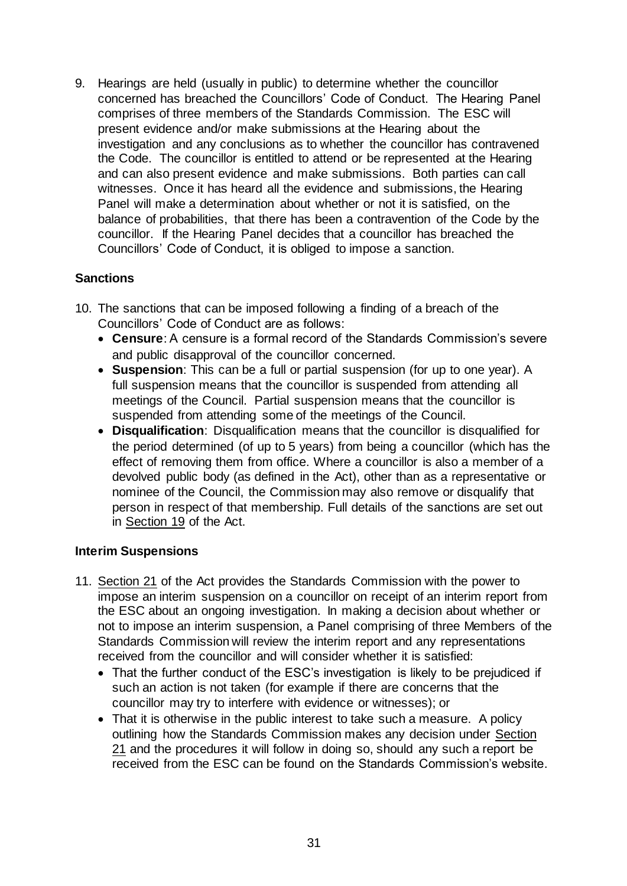9. Hearings are held (usually in public) to determine whether the councillor concerned has breached the Councillors' Code of Conduct. The Hearing Panel comprises of three members of the Standards Commission. The ESC will present evidence and/or make submissions at the Hearing about the investigation and any conclusions as to whether the councillor has contravened the Code. The councillor is entitled to attend or be represented at the Hearing and can also present evidence and make submissions. Both parties can call witnesses. Once it has heard all the evidence and submissions, the Hearing Panel will make a determination about whether or not it is satisfied, on the balance of probabilities, that there has been a contravention of the Code by the councillor. If the Hearing Panel decides that a councillor has breached the Councillors' Code of Conduct, it is obliged to impose a sanction.

**Sanctions**

10. The sanctions that can be imposed following a finding of a breach of the Councillors' Code of Conduct are as follows:
    - **Censure**: A censure is a formal record of the Standards Commission's severe and public disapproval of the councillor concerned.
    - **Suspension**: This can be a full or partial suspension (for up to one year). A full suspension means that the councillor is suspended from attending all meetings of the Council. Partial suspension means that the councillor is suspended from attending some of the meetings of the Council.
    - **Disqualification**: Disqualification means that the councillor is disqualified for the period determined (of up to 5 years) from being a councillor (which has the effect of removing them from office. Where a councillor is also a member of a devolved public body (as defined in the Act), other than as a representative or nominee of the Council, the Commission may also remove or disqualify that person in respect of that membership. Full details of the sanctions are set out in Section 19 of the Act.

**Interim Suspensions**

11. Section 21 of the Act provides the Standards Commission with the power to impose an interim suspension on a councillor on receipt of an interim report from the ESC about an ongoing investigation. In making a decision about whether or not to impose an interim suspension, a Panel comprising of three Members of the Standards Commission will review the interim report and any representations received from the councillor and will consider whether it is satisfied:
    - That the further conduct of the ESC's investigation is likely to be prejudiced if such an action is not taken (for example if there are concerns that the councillor may try to interfere with evidence or witnesses); or
    - That it is otherwise in the public interest to take such a measure. A policy outlining how the Standards Commission makes any decision under Section 21 and the procedures it will follow in doing so, should any such a report be received from the ESC can be found on the Standards Commission's website.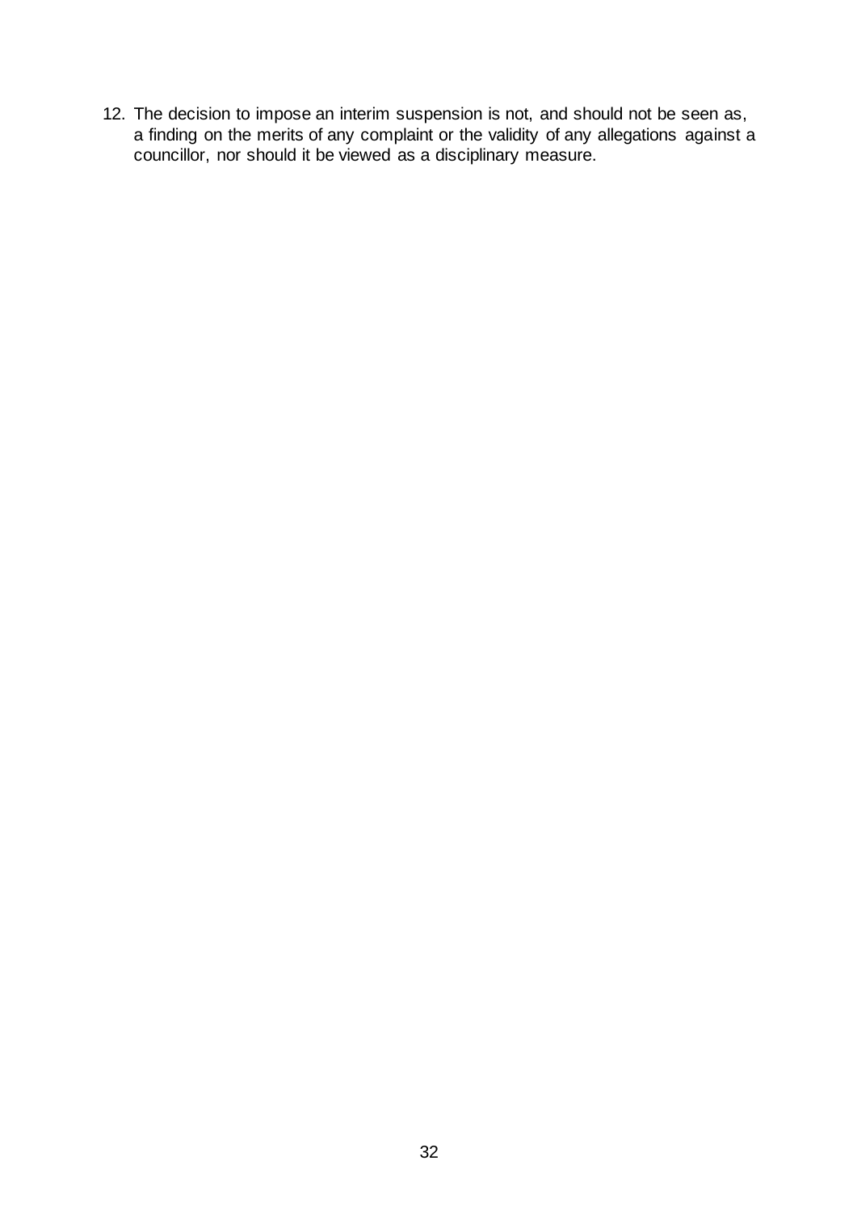12. The decision to impose an interim suspension is not, and should not be seen as, a finding on the merits of any complaint or the validity of any allegations against a councillor, nor should it be viewed as a disciplinary measure.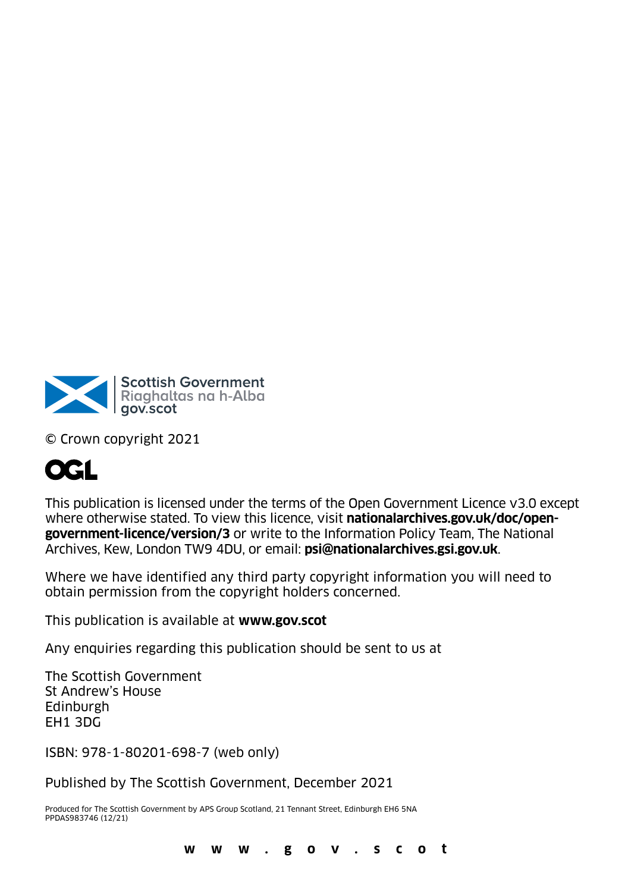Scottish Government
Riaghaltas na h-Alba
gov.scot

© Crown copyright 2021

OGL

This publication is licensed under the terms of the Open Government Licence v3.0 except where otherwise stated. To view this licence, visit **nationalarchives.gov.uk/doc/open-government-licence/version/3** or write to the Information Policy Team, The National Archives, Kew, London TW9 4DU, or email: **psi@nationalarchives.gsi.gov.uk**.

Where we have identified any third party copyright information you will need to obtain permission from the copyright holders concerned.

This publication is available at **www.gov.scot**

Any enquiries regarding this publication should be sent to us at

The Scottish Government
St Andrew's House
Edinburgh
EH1 3DG

ISBN: 978-1-80201-698-7 (web only)

Published by The Scottish Government, December 2021

Produced for The Scottish Government by APS Group Scotland, 21 Tennant Street, Edinburgh EH6 5NA
PPDAS983746 (12/21)

**w w w . g o v . s c o t**